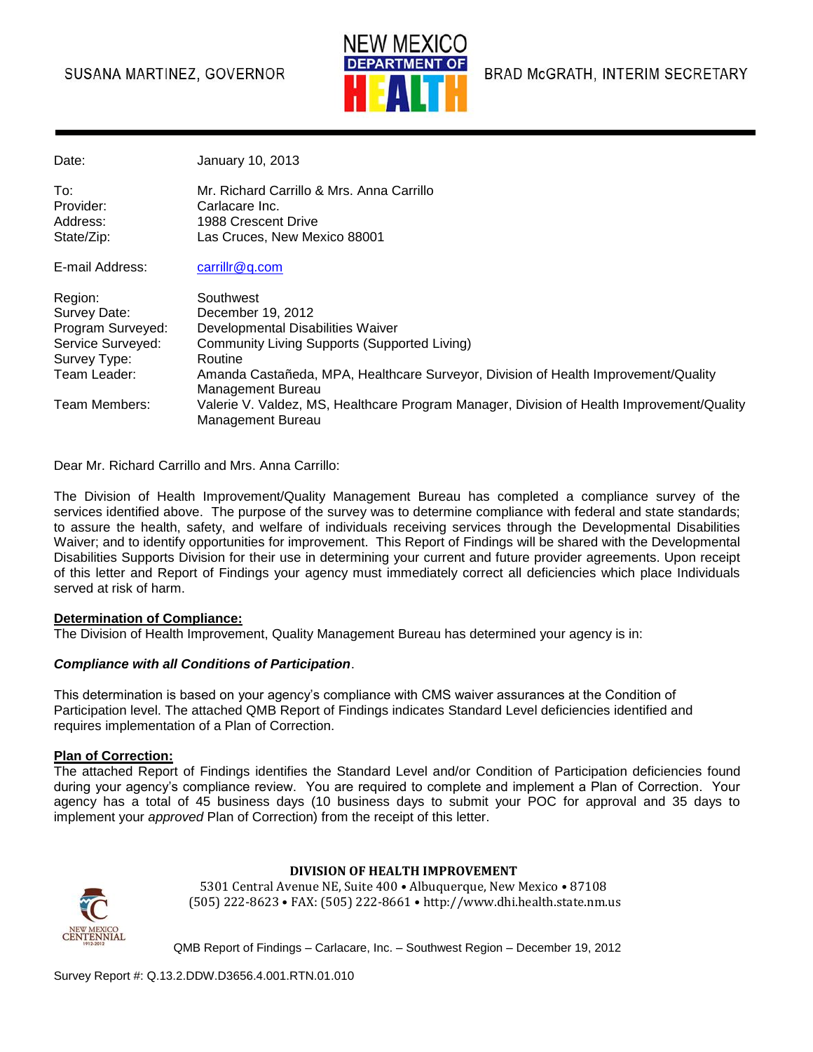SUSANA MARTINEZ, GOVERNOR

NEW MEXICO DEPARTMENT OF HEALTH

BRAD McGRATH, INTERIM SECRETARY

| | |
|---|---|
| Date: | January 10, 2013 |
| To: | Mr. Richard Carrillo & Mrs. Anna Carrillo |
| Provider: | Carlacare Inc. |
| Address: | 1988 Crescent Drive |
| State/Zip: | Las Cruces, New Mexico 88001 |
| E-mail Address: | carrillr@q.com |
| Region: | Southwest |
| Survey Date: | December 19, 2012 |
| Program Surveyed: | Developmental Disabilities Waiver |
| Service Surveyed: | Community Living Supports (Supported Living) |
| Survey Type: | Routine |
| Team Leader: | Amanda Castañeda, MPA, Healthcare Surveyor, Division of Health Improvement/Quality Management Bureau |
| Team Members: | Valerie V. Valdez, MS, Healthcare Program Manager, Division of Health Improvement/Quality Management Bureau |

Dear Mr. Richard Carrillo and Mrs. Anna Carrillo:

The Division of Health Improvement/Quality Management Bureau has completed a compliance survey of the services identified above. The purpose of the survey was to determine compliance with federal and state standards; to assure the health, safety, and welfare of individuals receiving services through the Developmental Disabilities Waiver; and to identify opportunities for improvement. This Report of Findings will be shared with the Developmental Disabilities Supports Division for their use in determining your current and future provider agreements. Upon receipt of this letter and Report of Findings your agency must immediately correct all deficiencies which place Individuals served at risk of harm.

**Determination of Compliance:**

The Division of Health Improvement, Quality Management Bureau has determined your agency is in:

***Compliance with all Conditions of Participation***.

This determination is based on your agency's compliance with CMS waiver assurances at the Condition of Participation level. The attached QMB Report of Findings indicates Standard Level deficiencies identified and requires implementation of a Plan of Correction.

**Plan of Correction:**

The attached Report of Findings identifies the Standard Level and/or Condition of Participation deficiencies found during your agency's compliance review. You are required to complete and implement a Plan of Correction. Your agency has a total of 45 business days (10 business days to submit your POC for approval and 35 days to implement your *approved* Plan of Correction) from the receipt of this letter.

**DIVISION OF HEALTH IMPROVEMENT**

5301 Central Avenue NE, Suite 400 • Albuquerque, New Mexico • 87108
(505) 222-8623 • FAX: (505) 222-8661 • http://www.dhi.health.state.nm.us

Survey Report #: Q.13.2.DDW.D3656.4.001.RTN.01.010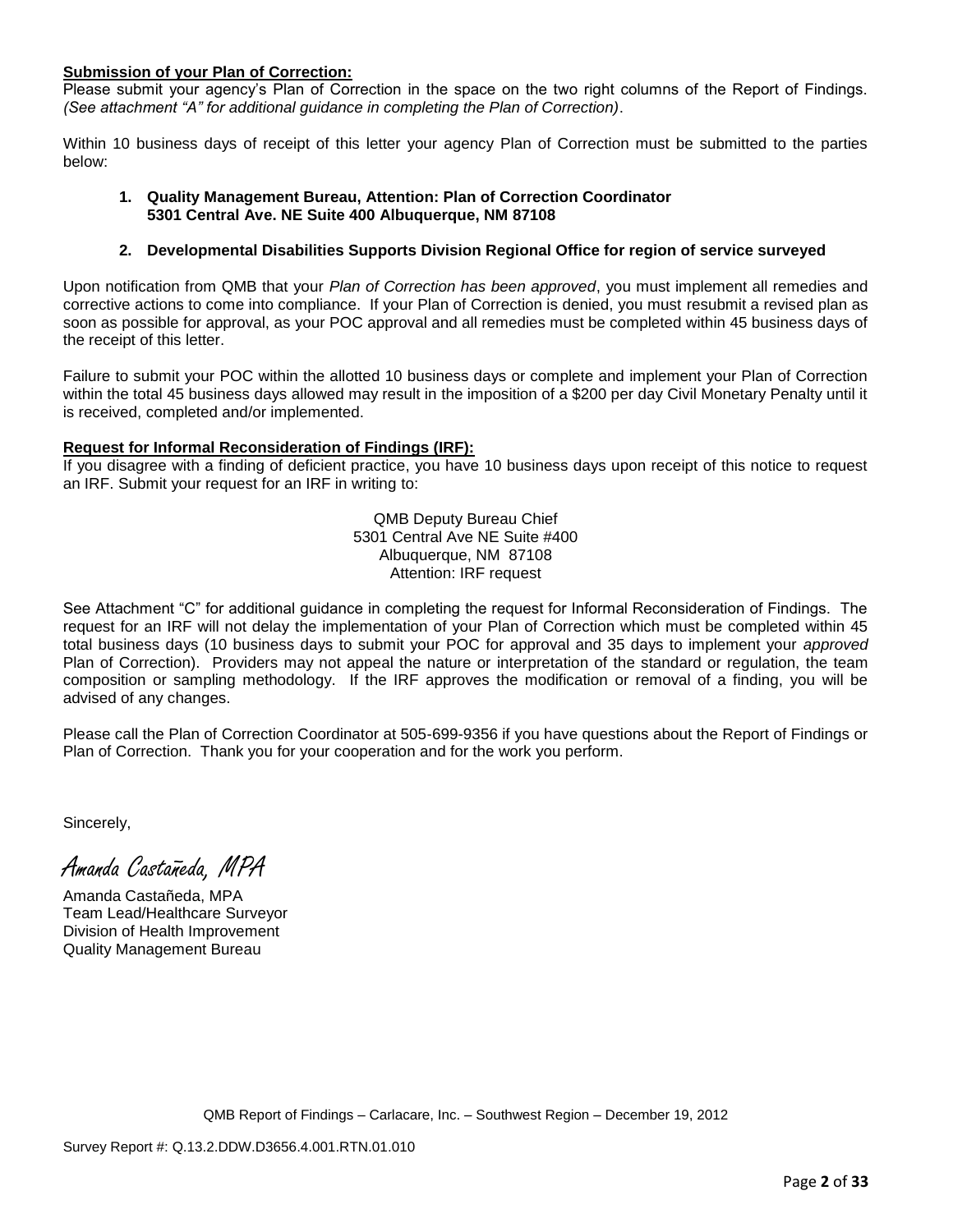**Submission of your Plan of Correction:**

Please submit your agency's Plan of Correction in the space on the two right columns of the Report of Findings. *(See attachment "A" for additional guidance in completing the Plan of Correction)*.

Within 10 business days of receipt of this letter your agency Plan of Correction must be submitted to the parties below:

1. **Quality Management Bureau, Attention: Plan of Correction Coordinator 5301 Central Ave. NE Suite 400 Albuquerque, NM 87108**

2. **Developmental Disabilities Supports Division Regional Office for region of service surveyed**

Upon notification from QMB that your *Plan of Correction has been approved*, you must implement all remedies and corrective actions to come into compliance. If your Plan of Correction is denied, you must resubmit a revised plan as soon as possible for approval, as your POC approval and all remedies must be completed within 45 business days of the receipt of this letter.

Failure to submit your POC within the allotted 10 business days or complete and implement your Plan of Correction within the total 45 business days allowed may result in the imposition of a $200 per day Civil Monetary Penalty until it is received, completed and/or implemented.

**Request for Informal Reconsideration of Findings (IRF):**

If you disagree with a finding of deficient practice, you have 10 business days upon receipt of this notice to request an IRF. Submit your request for an IRF in writing to:

QMB Deputy Bureau Chief
5301 Central Ave NE Suite #400
Albuquerque, NM 87108
Attention: IRF request

See Attachment "C" for additional guidance in completing the request for Informal Reconsideration of Findings. The request for an IRF will not delay the implementation of your Plan of Correction which must be completed within 45 total business days (10 business days to submit your POC for approval and 35 days to implement your *approved* Plan of Correction). Providers may not appeal the nature or interpretation of the standard or regulation, the team composition or sampling methodology. If the IRF approves the modification or removal of a finding, you will be advised of any changes.

Please call the Plan of Correction Coordinator at 505-699-9356 if you have questions about the Report of Findings or Plan of Correction. Thank you for your cooperation and for the work you perform.

Sincerely,

*Amanda Castañeda, MPA*

Amanda Castañeda, MPA
Team Lead/Healthcare Surveyor
Division of Health Improvement
Quality Management Bureau

QMB Report of Findings – Carlacare, Inc. – Southwest Region – December 19, 2012

Survey Report #: Q.13.2.DDW.D3656.4.001.RTN.01.010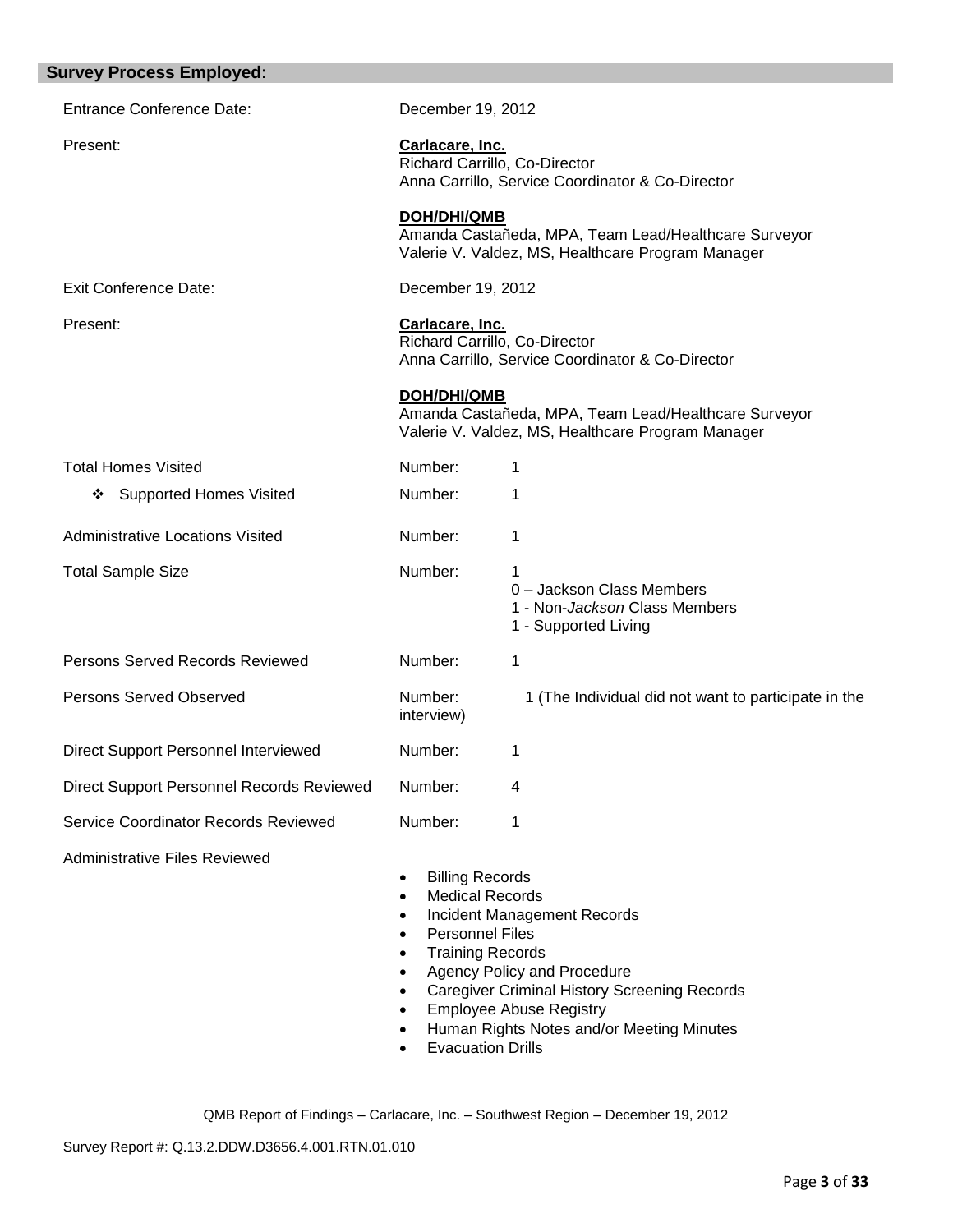## Survey Process Employed:

| | | |
|---|---|---|
| Entrance Conference Date: | December 19, 2012 | |
| Present: | **Carlacare, Inc.**<br>Richard Carrillo, Co-Director<br>Anna Carrillo, Service Coordinator & Co-Director<br><br>**DOH/DHI/QMB**<br>Amanda Castañeda, MPA, Team Lead/Healthcare Surveyor<br>Valerie V. Valdez, MS, Healthcare Program Manager | |
| Exit Conference Date: | December 19, 2012 | |
| Present: | **Carlacare, Inc.**<br>Richard Carrillo, Co-Director<br>Anna Carrillo, Service Coordinator & Co-Director<br><br>**DOH/DHI/QMB**<br>Amanda Castañeda, MPA, Team Lead/Healthcare Surveyor<br>Valerie V. Valdez, MS, Healthcare Program Manager | |
| Total Homes Visited | Number: | 1 |
| ❖ Supported Homes Visited | Number: | 1 |
| Administrative Locations Visited | Number: | 1 |
| Total Sample Size | Number: | 1<br>0 – Jackson Class Members<br>1 - Non-*Jackson* Class Members<br>1 - Supported Living |
| Persons Served Records Reviewed | Number: | 1 |
| Persons Served Observed | Number: | 1 (The Individual did not want to participate in the interview) |
| Direct Support Personnel Interviewed | Number: | 1 |
| Direct Support Personnel Records Reviewed | Number: | 4 |
| Service Coordinator Records Reviewed | Number: | 1 |

Administrative Files Reviewed

- Billing Records
- Medical Records
- Incident Management Records
- Personnel Files
- Training Records
- Agency Policy and Procedure
- Caregiver Criminal History Screening Records
- Employee Abuse Registry
- Human Rights Notes and/or Meeting Minutes
- Evacuation Drills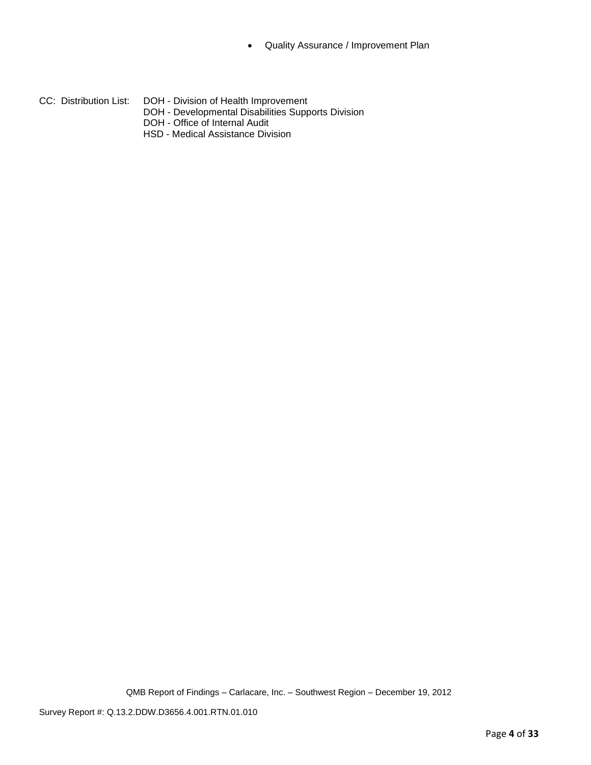- Quality Assurance / Improvement Plan

CC: Distribution List: DOH - Division of Health Improvement
DOH - Developmental Disabilities Supports Division
DOH - Office of Internal Audit
HSD - Medical Assistance Division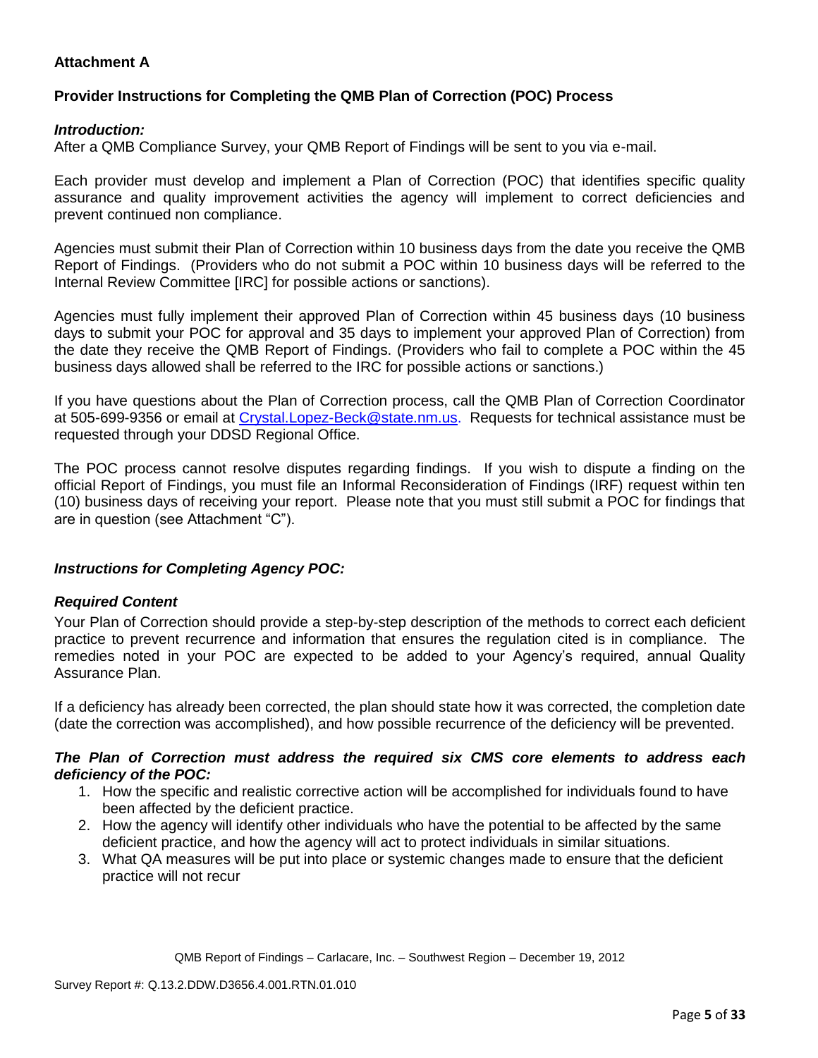## Attachment A

### Provider Instructions for Completing the QMB Plan of Correction (POC) Process

***Introduction:***
After a QMB Compliance Survey, your QMB Report of Findings will be sent to you via e-mail.

Each provider must develop and implement a Plan of Correction (POC) that identifies specific quality assurance and quality improvement activities the agency will implement to correct deficiencies and prevent continued non compliance.

Agencies must submit their Plan of Correction within 10 business days from the date you receive the QMB Report of Findings. (Providers who do not submit a POC within 10 business days will be referred to the Internal Review Committee [IRC] for possible actions or sanctions).

Agencies must fully implement their approved Plan of Correction within 45 business days (10 business days to submit your POC for approval and 35 days to implement your approved Plan of Correction) from the date they receive the QMB Report of Findings. (Providers who fail to complete a POC within the 45 business days allowed shall be referred to the IRC for possible actions or sanctions.)

If you have questions about the Plan of Correction process, call the QMB Plan of Correction Coordinator at 505-699-9356 or email at Crystal.Lopez-Beck@state.nm.us. Requests for technical assistance must be requested through your DDSD Regional Office.

The POC process cannot resolve disputes regarding findings. If you wish to dispute a finding on the official Report of Findings, you must file an Informal Reconsideration of Findings (IRF) request within ten (10) business days of receiving your report. Please note that you must still submit a POC for findings that are in question (see Attachment "C").

***Instructions for Completing Agency POC:***

***Required Content***
Your Plan of Correction should provide a step-by-step description of the methods to correct each deficient practice to prevent recurrence and information that ensures the regulation cited is in compliance. The remedies noted in your POC are expected to be added to your Agency's required, annual Quality Assurance Plan.

If a deficiency has already been corrected, the plan should state how it was corrected, the completion date (date the correction was accomplished), and how possible recurrence of the deficiency will be prevented.

***The Plan of Correction must address the required six CMS core elements to address each deficiency of the POC:***

1. How the specific and realistic corrective action will be accomplished for individuals found to have been affected by the deficient practice.
2. How the agency will identify other individuals who have the potential to be affected by the same deficient practice, and how the agency will act to protect individuals in similar situations.
3. What QA measures will be put into place or systemic changes made to ensure that the deficient practice will not recur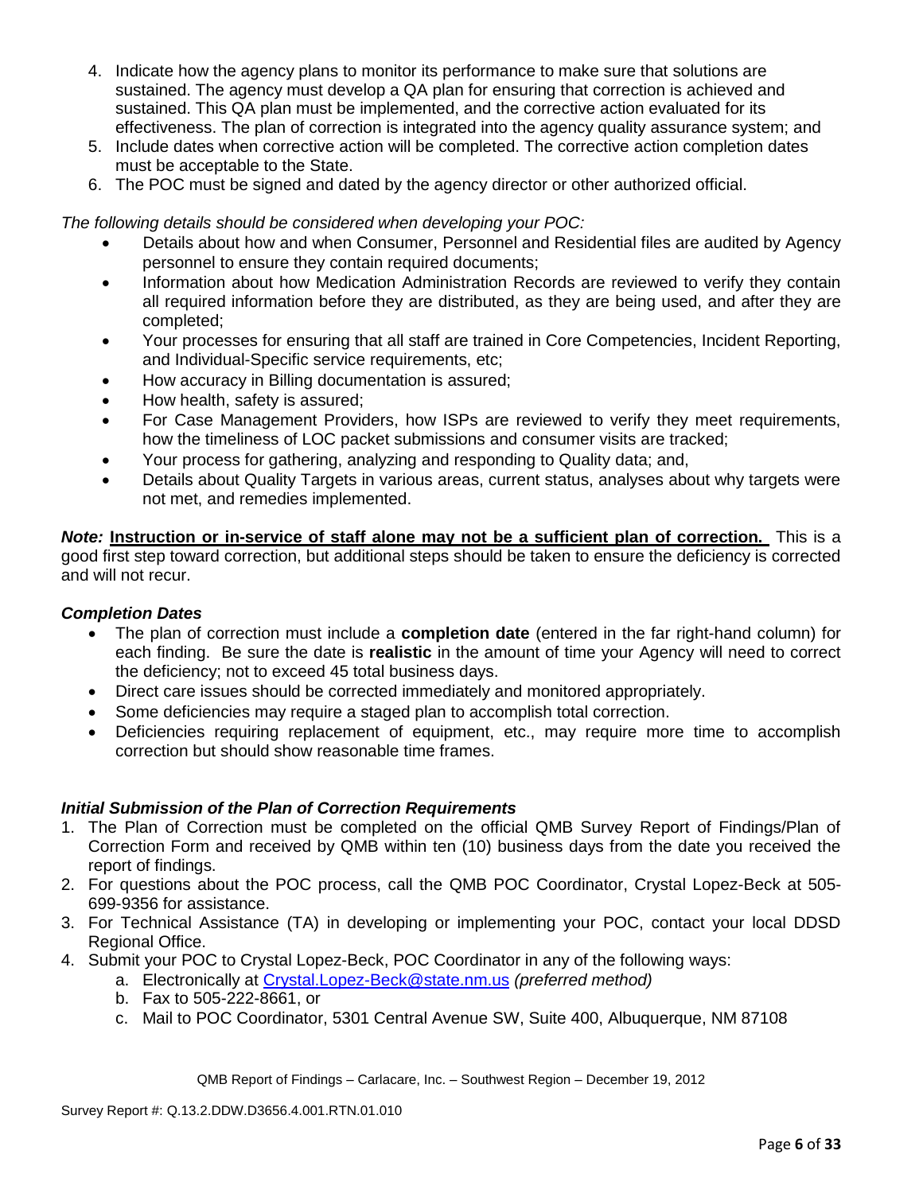4. Indicate how the agency plans to monitor its performance to make sure that solutions are sustained. The agency must develop a QA plan for ensuring that correction is achieved and sustained. This QA plan must be implemented, and the corrective action evaluated for its effectiveness. The plan of correction is integrated into the agency quality assurance system; and
5. Include dates when corrective action will be completed. The corrective action completion dates must be acceptable to the State.
6. The POC must be signed and dated by the agency director or other authorized official.

*The following details should be considered when developing your POC:*

- Details about how and when Consumer, Personnel and Residential files are audited by Agency personnel to ensure they contain required documents;
- Information about how Medication Administration Records are reviewed to verify they contain all required information before they are distributed, as they are being used, and after they are completed;
- Your processes for ensuring that all staff are trained in Core Competencies, Incident Reporting, and Individual-Specific service requirements, etc;
- How accuracy in Billing documentation is assured;
- How health, safety is assured;
- For Case Management Providers, how ISPs are reviewed to verify they meet requirements, how the timeliness of LOC packet submissions and consumer visits are tracked;
- Your process for gathering, analyzing and responding to Quality data; and,
- Details about Quality Targets in various areas, current status, analyses about why targets were not met, and remedies implemented.

***Note:*** **<u>Instruction or in-service of staff alone may not be a sufficient plan of correction.</u>** This is a good first step toward correction, but additional steps should be taken to ensure the deficiency is corrected and will not recur.

### *Completion Dates*

- The plan of correction must include a **completion date** (entered in the far right-hand column) for each finding. Be sure the date is **realistic** in the amount of time your Agency will need to correct the deficiency; not to exceed 45 total business days.
- Direct care issues should be corrected immediately and monitored appropriately.
- Some deficiencies may require a staged plan to accomplish total correction.
- Deficiencies requiring replacement of equipment, etc., may require more time to accomplish correction but should show reasonable time frames.

### *Initial Submission of the Plan of Correction Requirements*

1. The Plan of Correction must be completed on the official QMB Survey Report of Findings/Plan of Correction Form and received by QMB within ten (10) business days from the date you received the report of findings.
2. For questions about the POC process, call the QMB POC Coordinator, Crystal Lopez-Beck at 505-699-9356 for assistance.
3. For Technical Assistance (TA) in developing or implementing your POC, contact your local DDSD Regional Office.
4. Submit your POC to Crystal Lopez-Beck, POC Coordinator in any of the following ways:
   a. Electronically at Crystal.Lopez-Beck@state.nm.us *(preferred method)*
   b. Fax to 505-222-8661, or
   c. Mail to POC Coordinator, 5301 Central Avenue SW, Suite 400, Albuquerque, NM 87108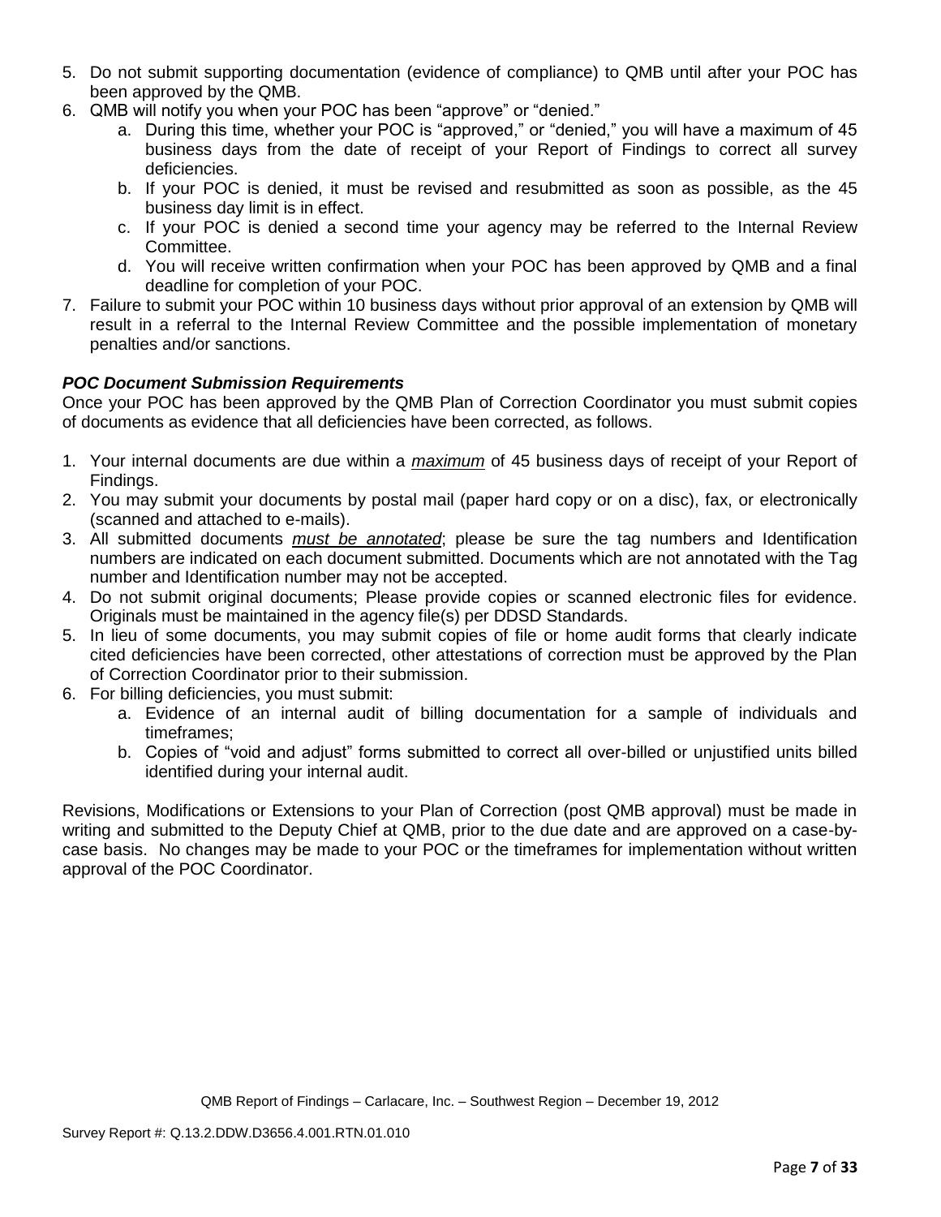5. Do not submit supporting documentation (evidence of compliance) to QMB until after your POC has been approved by the QMB.
6. QMB will notify you when your POC has been "approve" or "denied."
   a. During this time, whether your POC is "approved," or "denied," you will have a maximum of 45 business days from the date of receipt of your Report of Findings to correct all survey deficiencies.
   b. If your POC is denied, it must be revised and resubmitted as soon as possible, as the 45 business day limit is in effect.
   c. If your POC is denied a second time your agency may be referred to the Internal Review Committee.
   d. You will receive written confirmation when your POC has been approved by QMB and a final deadline for completion of your POC.
7. Failure to submit your POC within 10 business days without prior approval of an extension by QMB will result in a referral to the Internal Review Committee and the possible implementation of monetary penalties and/or sanctions.

***POC Document Submission Requirements***

Once your POC has been approved by the QMB Plan of Correction Coordinator you must submit copies of documents as evidence that all deficiencies have been corrected, as follows.

1. Your internal documents are due within a ***maximum*** of 45 business days of receipt of your Report of Findings.
2. You may submit your documents by postal mail (paper hard copy or on a disc), fax, or electronically (scanned and attached to e-mails).
3. All submitted documents ***must be annotated***; please be sure the tag numbers and Identification numbers are indicated on each document submitted. Documents which are not annotated with the Tag number and Identification number may not be accepted.
4. Do not submit original documents; Please provide copies or scanned electronic files for evidence. Originals must be maintained in the agency file(s) per DDSD Standards.
5. In lieu of some documents, you may submit copies of file or home audit forms that clearly indicate cited deficiencies have been corrected, other attestations of correction must be approved by the Plan of Correction Coordinator prior to their submission.
6. For billing deficiencies, you must submit:
   a. Evidence of an internal audit of billing documentation for a sample of individuals and timeframes;
   b. Copies of "void and adjust" forms submitted to correct all over-billed or unjustified units billed identified during your internal audit.

Revisions, Modifications or Extensions to your Plan of Correction (post QMB approval) must be made in writing and submitted to the Deputy Chief at QMB, prior to the due date and are approved on a case-by-case basis. No changes may be made to your POC or the timeframes for implementation without written approval of the POC Coordinator.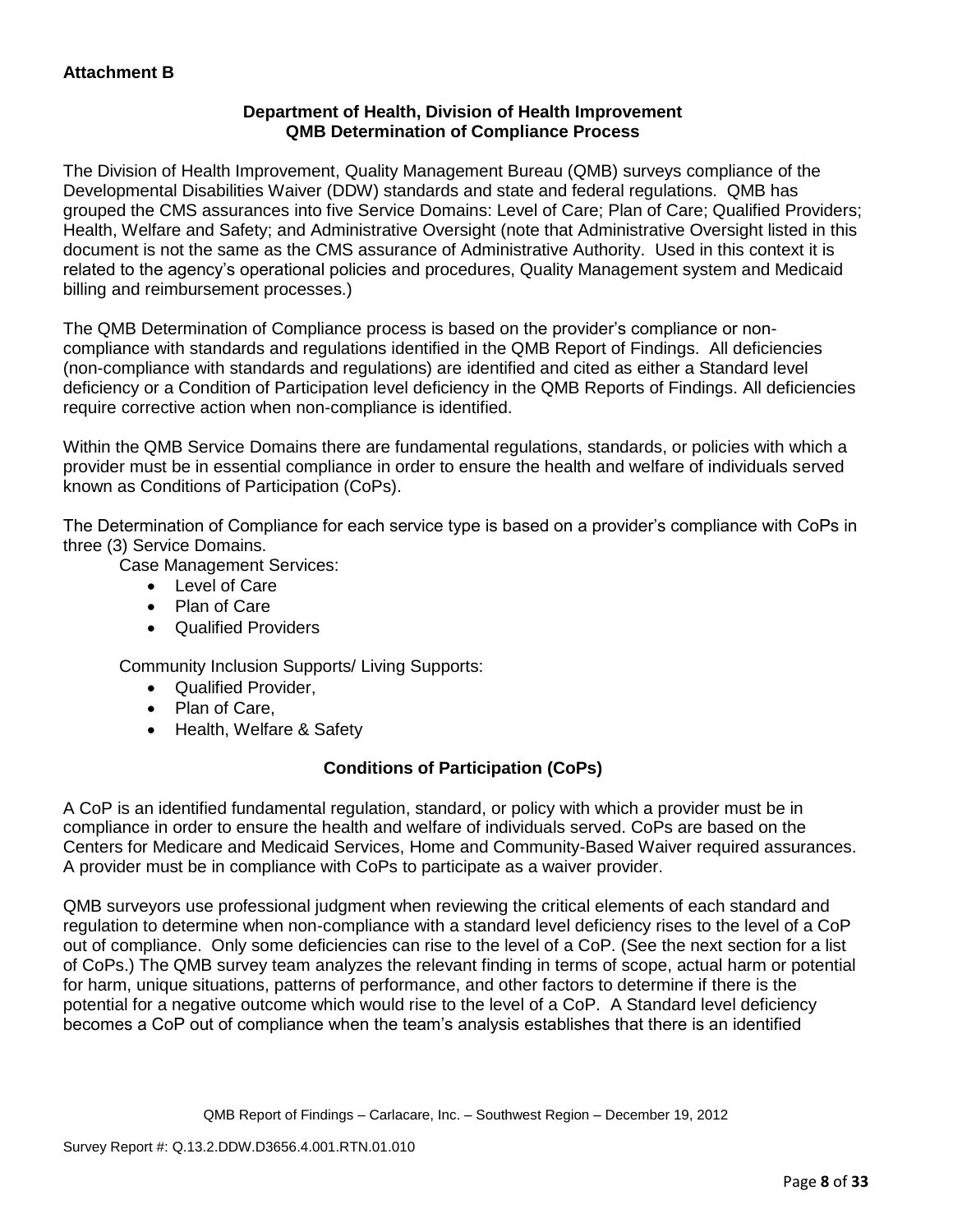**Attachment B**

### Department of Health, Division of Health Improvement QMB Determination of Compliance Process

The Division of Health Improvement, Quality Management Bureau (QMB) surveys compliance of the Developmental Disabilities Waiver (DDW) standards and state and federal regulations. QMB has grouped the CMS assurances into five Service Domains: Level of Care; Plan of Care; Qualified Providers; Health, Welfare and Safety; and Administrative Oversight (note that Administrative Oversight listed in this document is not the same as the CMS assurance of Administrative Authority. Used in this context it is related to the agency's operational policies and procedures, Quality Management system and Medicaid billing and reimbursement processes.)

The QMB Determination of Compliance process is based on the provider's compliance or non-compliance with standards and regulations identified in the QMB Report of Findings. All deficiencies (non-compliance with standards and regulations) are identified and cited as either a Standard level deficiency or a Condition of Participation level deficiency in the QMB Reports of Findings. All deficiencies require corrective action when non-compliance is identified.

Within the QMB Service Domains there are fundamental regulations, standards, or policies with which a provider must be in essential compliance in order to ensure the health and welfare of individuals served known as Conditions of Participation (CoPs).

The Determination of Compliance for each service type is based on a provider's compliance with CoPs in three (3) Service Domains.

Case Management Services:

- Level of Care
- Plan of Care
- Qualified Providers

Community Inclusion Supports/ Living Supports:

- Qualified Provider,
- Plan of Care,
- Health, Welfare & Safety

### Conditions of Participation (CoPs)

A CoP is an identified fundamental regulation, standard, or policy with which a provider must be in compliance in order to ensure the health and welfare of individuals served. CoPs are based on the Centers for Medicare and Medicaid Services, Home and Community-Based Waiver required assurances. A provider must be in compliance with CoPs to participate as a waiver provider.

QMB surveyors use professional judgment when reviewing the critical elements of each standard and regulation to determine when non-compliance with a standard level deficiency rises to the level of a CoP out of compliance. Only some deficiencies can rise to the level of a CoP. (See the next section for a list of CoPs.) The QMB survey team analyzes the relevant finding in terms of scope, actual harm or potential for harm, unique situations, patterns of performance, and other factors to determine if there is the potential for a negative outcome which would rise to the level of a CoP. A Standard level deficiency becomes a CoP out of compliance when the team's analysis establishes that there is an identified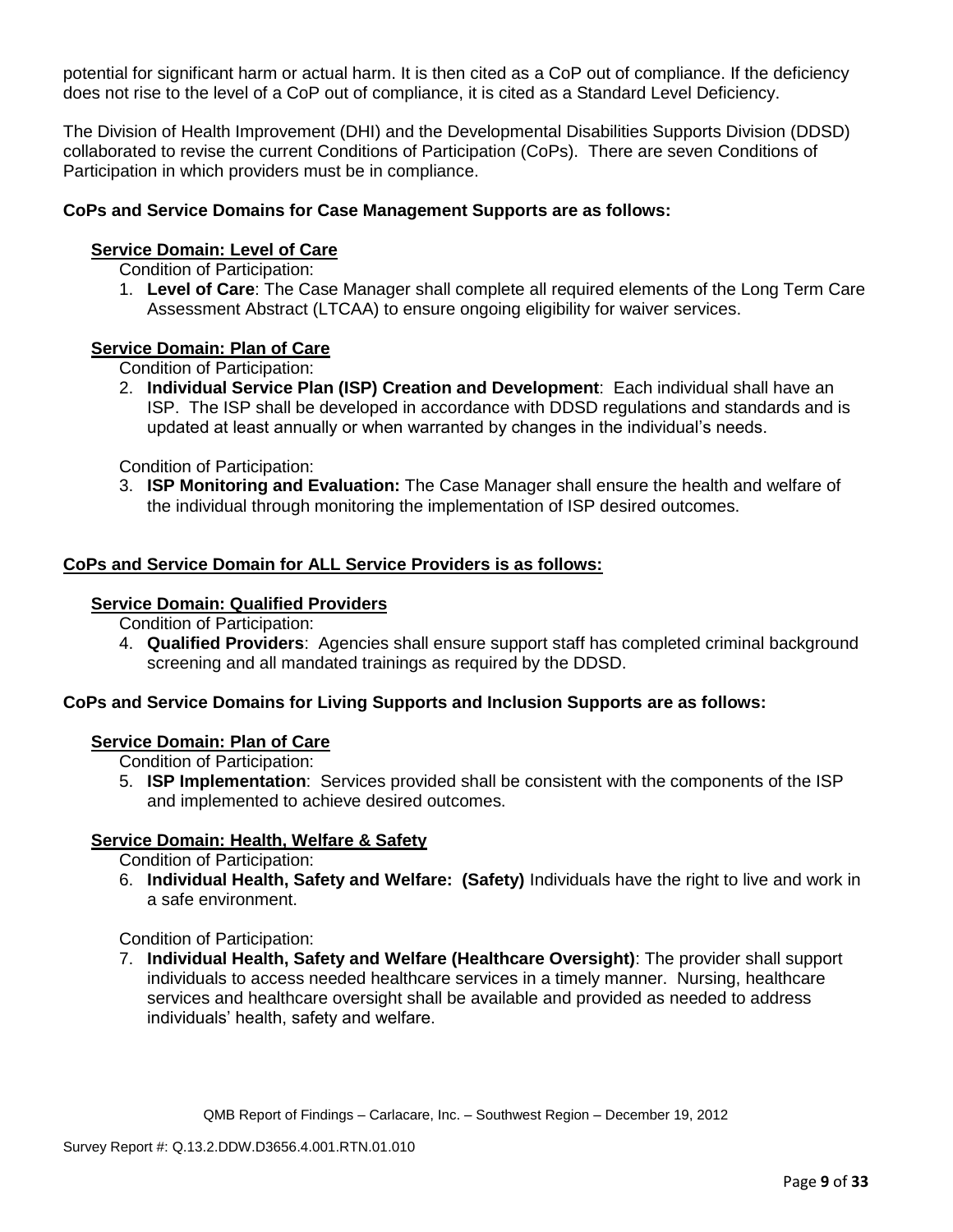potential for significant harm or actual harm. It is then cited as a CoP out of compliance. If the deficiency does not rise to the level of a CoP out of compliance, it is cited as a Standard Level Deficiency.

The Division of Health Improvement (DHI) and the Developmental Disabilities Supports Division (DDSD) collaborated to revise the current Conditions of Participation (CoPs). There are seven Conditions of Participation in which providers must be in compliance.

**CoPs and Service Domains for Case Management Supports are as follows:**

**Service Domain: Level of Care**

Condition of Participation:

1. **Level of Care**: The Case Manager shall complete all required elements of the Long Term Care Assessment Abstract (LTCAA) to ensure ongoing eligibility for waiver services.

**Service Domain: Plan of Care**

Condition of Participation:

2. **Individual Service Plan (ISP) Creation and Development**: Each individual shall have an ISP. The ISP shall be developed in accordance with DDSD regulations and standards and is updated at least annually or when warranted by changes in the individual's needs.

Condition of Participation:

3. **ISP Monitoring and Evaluation:** The Case Manager shall ensure the health and welfare of the individual through monitoring the implementation of ISP desired outcomes.

**CoPs and Service Domain for ALL Service Providers is as follows:**

**Service Domain: Qualified Providers**

Condition of Participation:

4. **Qualified Providers**: Agencies shall ensure support staff has completed criminal background screening and all mandated trainings as required by the DDSD.

**CoPs and Service Domains for Living Supports and Inclusion Supports are as follows:**

**Service Domain: Plan of Care**

Condition of Participation:

5. **ISP Implementation**: Services provided shall be consistent with the components of the ISP and implemented to achieve desired outcomes.

**Service Domain: Health, Welfare & Safety**

Condition of Participation:

6. **Individual Health, Safety and Welfare: (Safety)** Individuals have the right to live and work in a safe environment.

Condition of Participation:

7. **Individual Health, Safety and Welfare (Healthcare Oversight)**: The provider shall support individuals to access needed healthcare services in a timely manner. Nursing, healthcare services and healthcare oversight shall be available and provided as needed to address individuals' health, safety and welfare.

QMB Report of Findings – Carlacare, Inc. – Southwest Region – December 19, 2012

Survey Report #: Q.13.2.DDW.D3656.4.001.RTN.01.010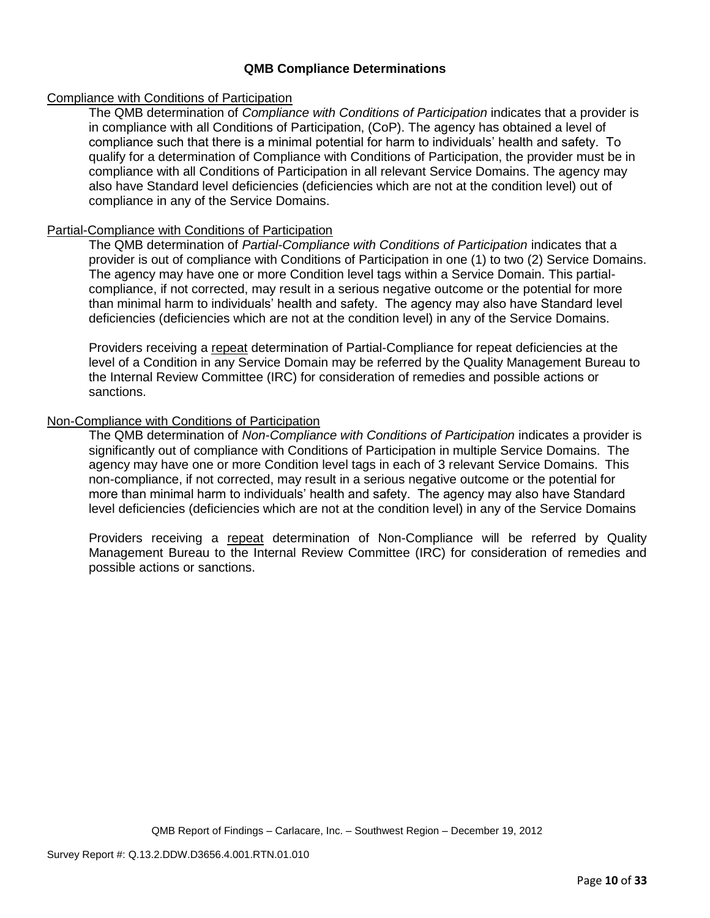## QMB Compliance Determinations

Compliance with Conditions of Participation

The QMB determination of *Compliance with Conditions of Participation* indicates that a provider is in compliance with all Conditions of Participation, (CoP). The agency has obtained a level of compliance such that there is a minimal potential for harm to individuals' health and safety. To qualify for a determination of Compliance with Conditions of Participation, the provider must be in compliance with all Conditions of Participation in all relevant Service Domains. The agency may also have Standard level deficiencies (deficiencies which are not at the condition level) out of compliance in any of the Service Domains.

Partial-Compliance with Conditions of Participation

The QMB determination of *Partial-Compliance with Conditions of Participation* indicates that a provider is out of compliance with Conditions of Participation in one (1) to two (2) Service Domains. The agency may have one or more Condition level tags within a Service Domain. This partial-compliance, if not corrected, may result in a serious negative outcome or the potential for more than minimal harm to individuals' health and safety. The agency may also have Standard level deficiencies (deficiencies which are not at the condition level) in any of the Service Domains.

Providers receiving a repeat determination of Partial-Compliance for repeat deficiencies at the level of a Condition in any Service Domain may be referred by the Quality Management Bureau to the Internal Review Committee (IRC) for consideration of remedies and possible actions or sanctions.

Non-Compliance with Conditions of Participation

The QMB determination of *Non-Compliance with Conditions of Participation* indicates a provider is significantly out of compliance with Conditions of Participation in multiple Service Domains. The agency may have one or more Condition level tags in each of 3 relevant Service Domains. This non-compliance, if not corrected, may result in a serious negative outcome or the potential for more than minimal harm to individuals' health and safety. The agency may also have Standard level deficiencies (deficiencies which are not at the condition level) in any of the Service Domains

Providers receiving a repeat determination of Non-Compliance will be referred by Quality Management Bureau to the Internal Review Committee (IRC) for consideration of remedies and possible actions or sanctions.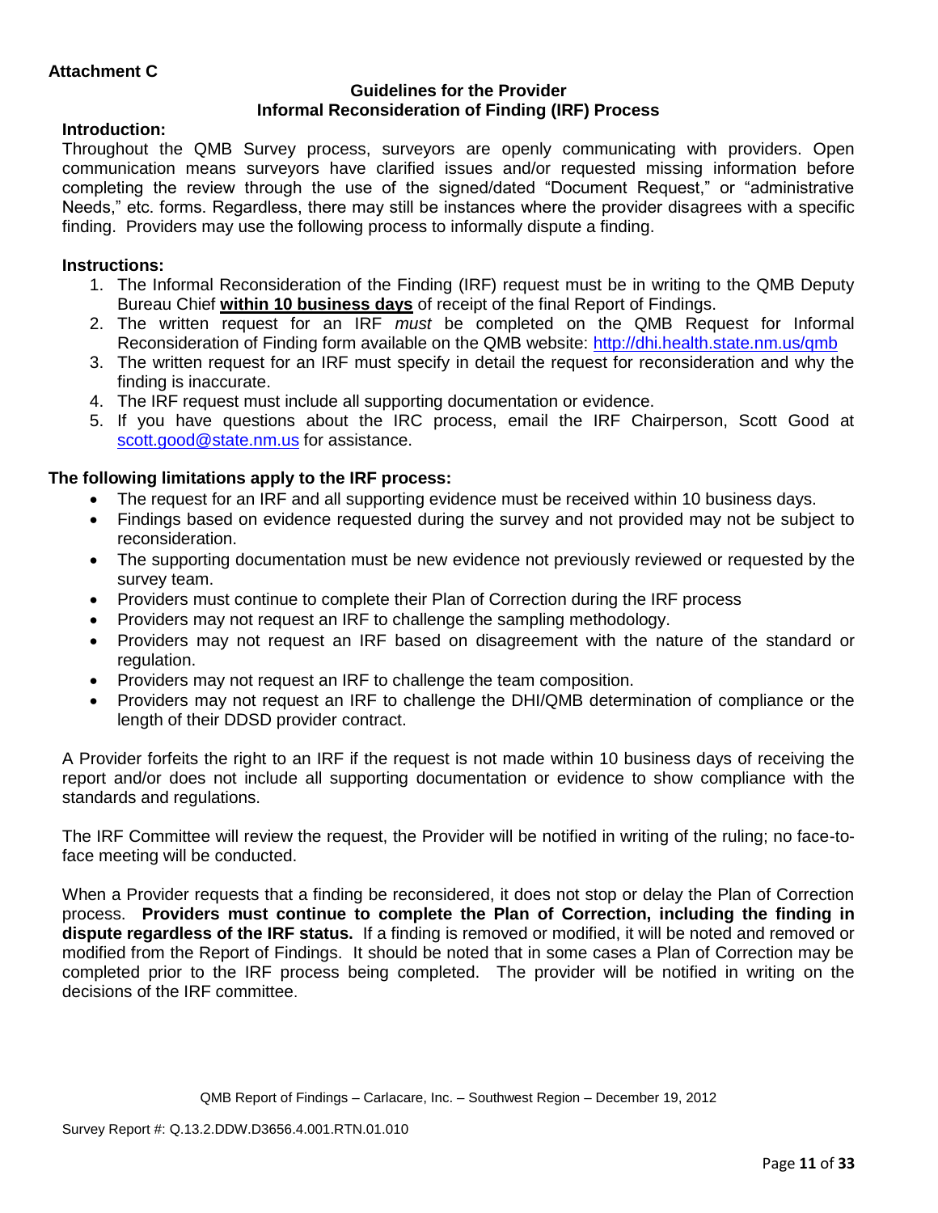**Attachment C**

**Guidelines for the Provider**
**Informal Reconsideration of Finding (IRF) Process**

**Introduction:**

Throughout the QMB Survey process, surveyors are openly communicating with providers. Open communication means surveyors have clarified issues and/or requested missing information before completing the review through the use of the signed/dated "Document Request," or "administrative Needs," etc. forms. Regardless, there may still be instances where the provider disagrees with a specific finding. Providers may use the following process to informally dispute a finding.

**Instructions:**

1. The Informal Reconsideration of the Finding (IRF) request must be in writing to the QMB Deputy Bureau Chief **within 10 business days** of receipt of the final Report of Findings.
2. The written request for an IRF *must* be completed on the QMB Request for Informal Reconsideration of Finding form available on the QMB website: http://dhi.health.state.nm.us/qmb
3. The written request for an IRF must specify in detail the request for reconsideration and why the finding is inaccurate.
4. The IRF request must include all supporting documentation or evidence.
5. If you have questions about the IRC process, email the IRF Chairperson, Scott Good at scott.good@state.nm.us for assistance.

**The following limitations apply to the IRF process:**

- The request for an IRF and all supporting evidence must be received within 10 business days.
- Findings based on evidence requested during the survey and not provided may not be subject to reconsideration.
- The supporting documentation must be new evidence not previously reviewed or requested by the survey team.
- Providers must continue to complete their Plan of Correction during the IRF process
- Providers may not request an IRF to challenge the sampling methodology.
- Providers may not request an IRF based on disagreement with the nature of the standard or regulation.
- Providers may not request an IRF to challenge the team composition.
- Providers may not request an IRF to challenge the DHI/QMB determination of compliance or the length of their DDSD provider contract.

A Provider forfeits the right to an IRF if the request is not made within 10 business days of receiving the report and/or does not include all supporting documentation or evidence to show compliance with the standards and regulations.

The IRF Committee will review the request, the Provider will be notified in writing of the ruling; no face-to-face meeting will be conducted.

When a Provider requests that a finding be reconsidered, it does not stop or delay the Plan of Correction process. **Providers must continue to complete the Plan of Correction, including the finding in dispute regardless of the IRF status.** If a finding is removed or modified, it will be noted and removed or modified from the Report of Findings. It should be noted that in some cases a Plan of Correction may be completed prior to the IRF process being completed. The provider will be notified in writing on the decisions of the IRF committee.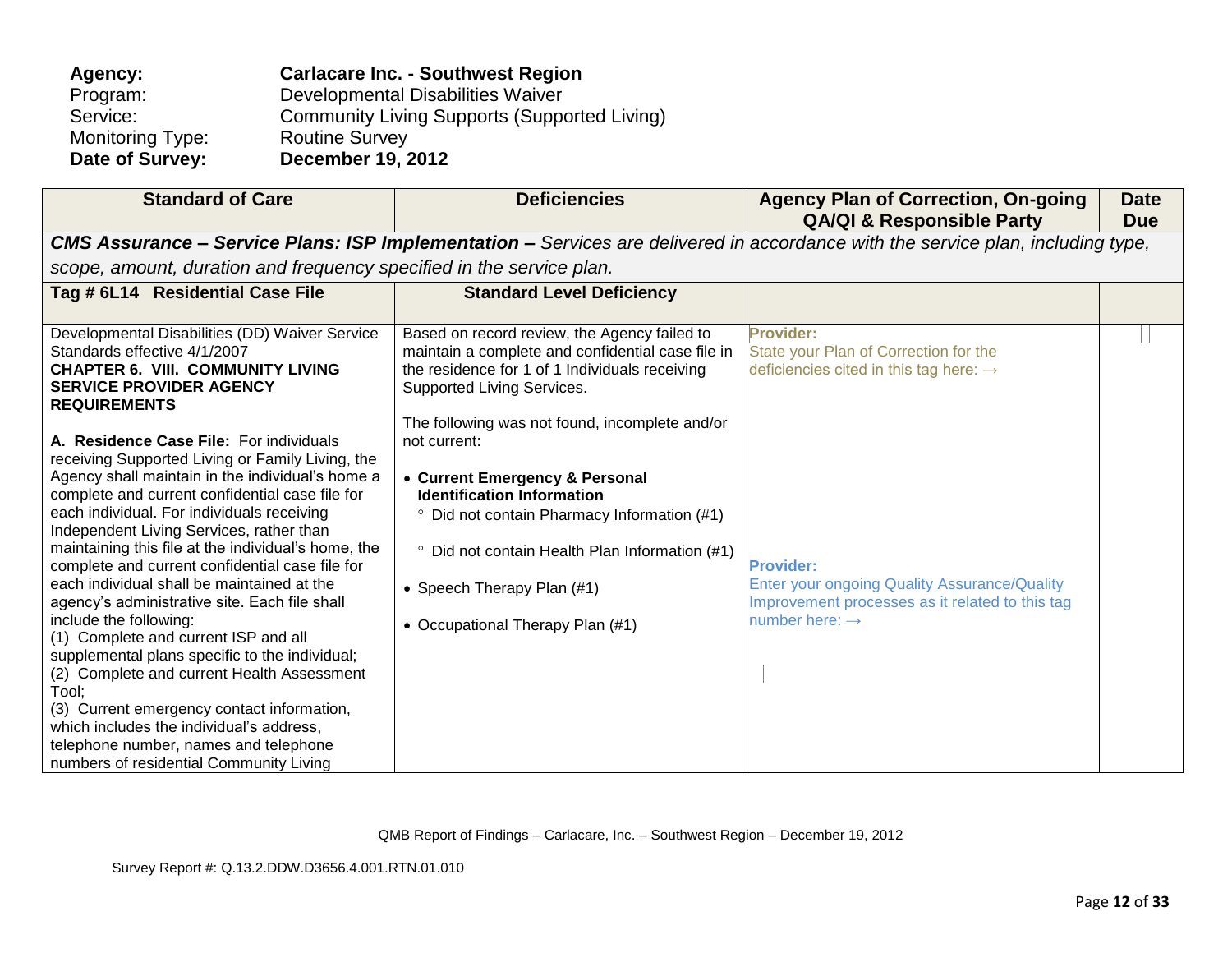**Agency:** **Carlacare Inc. - Southwest Region**
Program: Developmental Disabilities Waiver
Service: Community Living Supports (Supported Living)
Monitoring Type: Routine Survey
**Date of Survey:** **December 19, 2012**

| Standard of Care | Deficiencies | Agency Plan of Correction, On-going QA/QI & Responsible Party | Date Due |
|---|---|---|---|
| ***CMS Assurance – Service Plans: ISP Implementation –** Services are delivered in accordance with the service plan, including type, scope, amount, duration and frequency specified in the service plan.* | | | |
| **Tag # 6L14 Residential Case File** | **Standard Level Deficiency** | | |
| Developmental Disabilities (DD) Waiver Service Standards effective 4/1/2007<br>**CHAPTER 6. VIII. COMMUNITY LIVING SERVICE PROVIDER AGENCY REQUIREMENTS**<br><br>**A. Residence Case File:** For individuals receiving Supported Living or Family Living, the Agency shall maintain in the individual's home a complete and current confidential case file for each individual. For individuals receiving Independent Living Services, rather than maintaining this file at the individual's home, the complete and current confidential case file for each individual shall be maintained at the agency's administrative site. Each file shall include the following:<br>(1) Complete and current ISP and all supplemental plans specific to the individual;<br>(2) Complete and current Health Assessment Tool;<br>(3) Current emergency contact information, which includes the individual's address, telephone number, names and telephone numbers of residential Community Living | Based on record review, the Agency failed to maintain a complete and confidential case file in the residence for 1 of 1 Individuals receiving Supported Living Services.<br><br>The following was not found, incomplete and/or not current:<br><br>• **Current Emergency & Personal Identification Information**<br>° Did not contain Pharmacy Information (#1)<br><br>° Did not contain Health Plan Information (#1)<br><br>• Speech Therapy Plan (#1)<br><br>• Occupational Therapy Plan (#1) | **Provider:**<br>State your Plan of Correction for the deficiencies cited in this tag here: →<br><br>**Provider:**<br>Enter your ongoing Quality Assurance/Quality Improvement processes as it related to this tag number here: → | |

QMB Report of Findings – Carlacare, Inc. – Southwest Region – December 19, 2012

Survey Report #: Q.13.2.DDW.D3656.4.001.RTN.01.010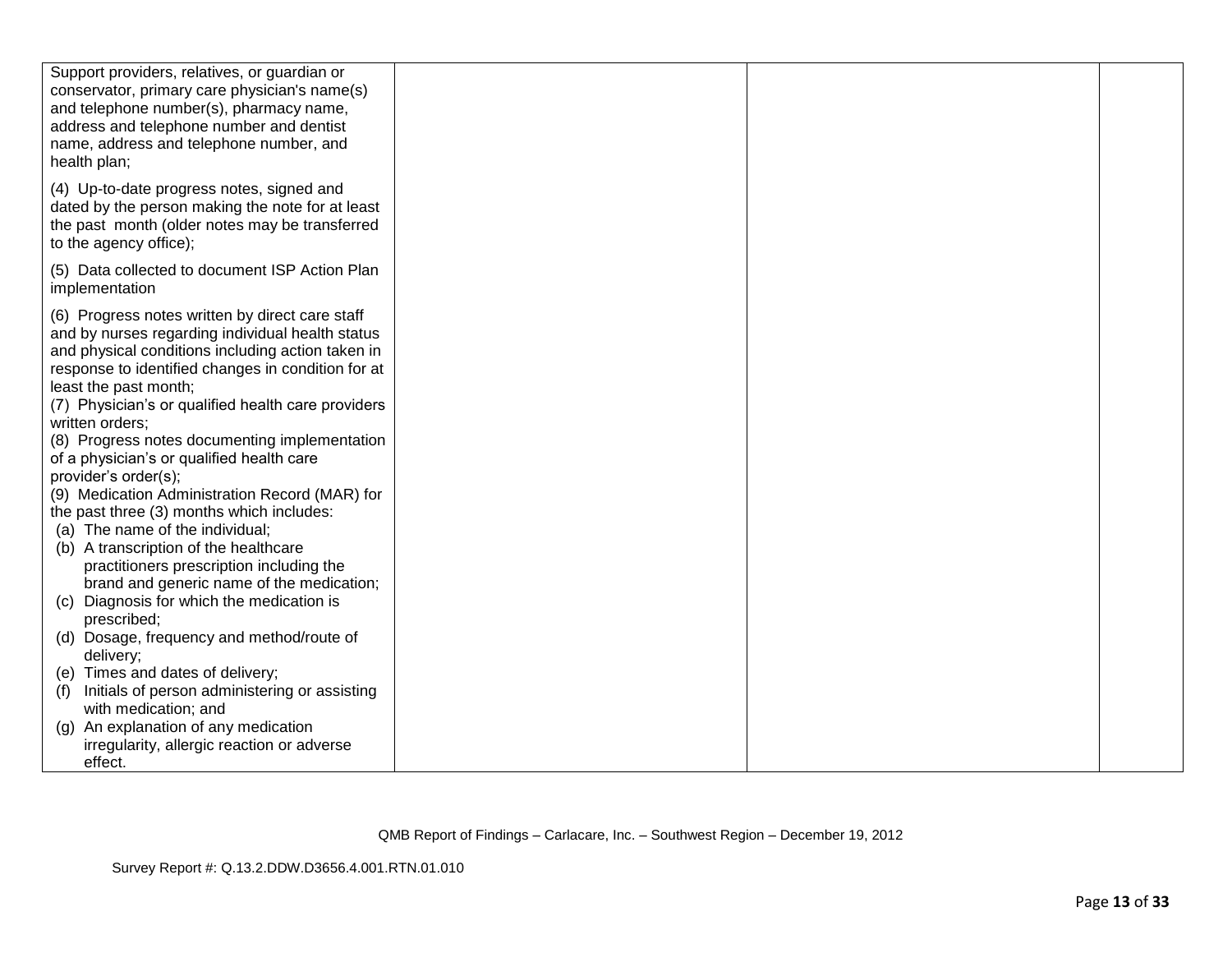| | | | |
|---|---|---|---|
| Support providers, relatives, or guardian or conservator, primary care physician's name(s) and telephone number(s), pharmacy name, address and telephone number and dentist name, address and telephone number, and health plan;<br><br>(4) Up-to-date progress notes, signed and dated by the person making the note for at least the past month (older notes may be transferred to the agency office);<br><br>(5) Data collected to document ISP Action Plan implementation<br><br>(6) Progress notes written by direct care staff and by nurses regarding individual health status and physical conditions including action taken in response to identified changes in condition for at least the past month;<br>(7) Physician's or qualified health care providers written orders;<br>(8) Progress notes documenting implementation of a physician's or qualified health care provider's order(s);<br>(9) Medication Administration Record (MAR) for the past three (3) months which includes:<br>(a) The name of the individual;<br>(b) A transcription of the healthcare practitioners prescription including the brand and generic name of the medication;<br>(c) Diagnosis for which the medication is prescribed;<br>(d) Dosage, frequency and method/route of delivery;<br>(e) Times and dates of delivery;<br>(f) Initials of person administering or assisting with medication; and<br>(g) An explanation of any medication irregularity, allergic reaction or adverse effect. | | | |

QMB Report of Findings – Carlacare, Inc. – Southwest Region – December 19, 2012

Survey Report #: Q.13.2.DDW.D3656.4.001.RTN.01.010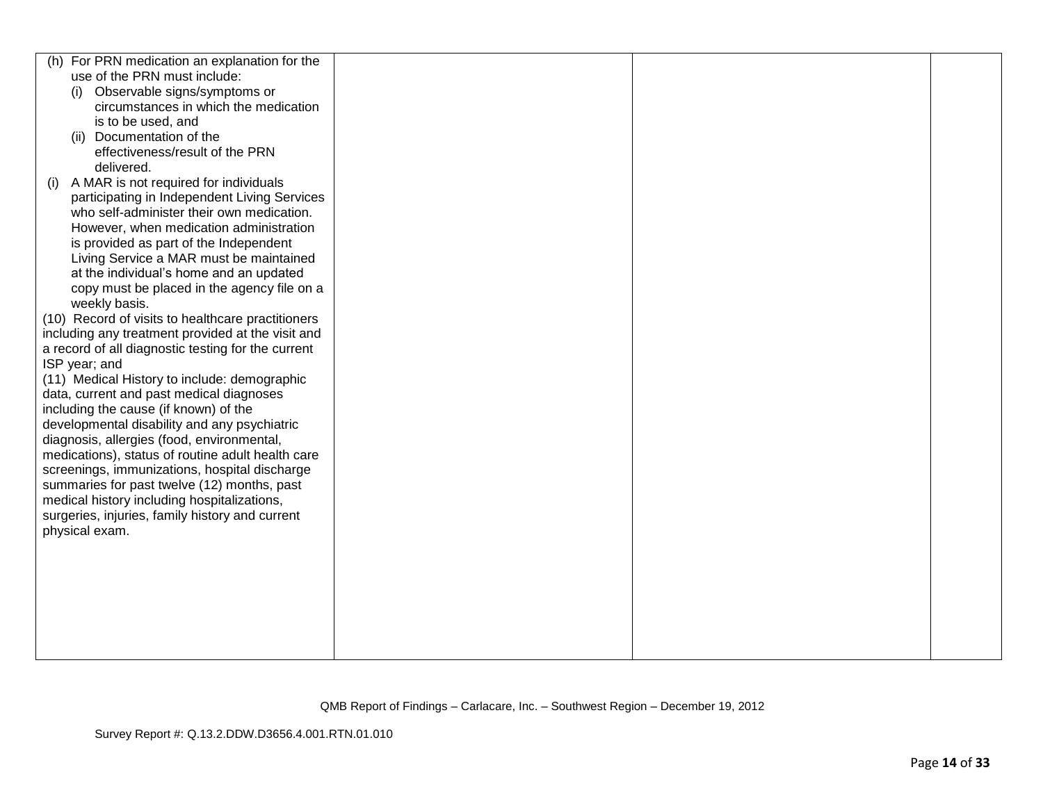| | | | |
|---|---|---|---|
| (h) For PRN medication an explanation for the use of the PRN must include:<br>(i) Observable signs/symptoms or circumstances in which the medication is to be used, and<br>(ii) Documentation of the effectiveness/result of the PRN delivered.<br>(i) A MAR is not required for individuals participating in Independent Living Services who self-administer their own medication. However, when medication administration is provided as part of the Independent Living Service a MAR must be maintained at the individual's home and an updated copy must be placed in the agency file on a weekly basis.<br>(10) Record of visits to healthcare practitioners including any treatment provided at the visit and a record of all diagnostic testing for the current ISP year; and<br>(11) Medical History to include: demographic data, current and past medical diagnoses including the cause (if known) of the developmental disability and any psychiatric diagnosis, allergies (food, environmental, medications), status of routine adult health care screenings, immunizations, hospital discharge summaries for past twelve (12) months, past medical history including hospitalizations, surgeries, injuries, family history and current physical exam. | | | |

QMB Report of Findings – Carlacare, Inc. – Southwest Region – December 19, 2012

Survey Report #: Q.13.2.DDW.D3656.4.001.RTN.01.010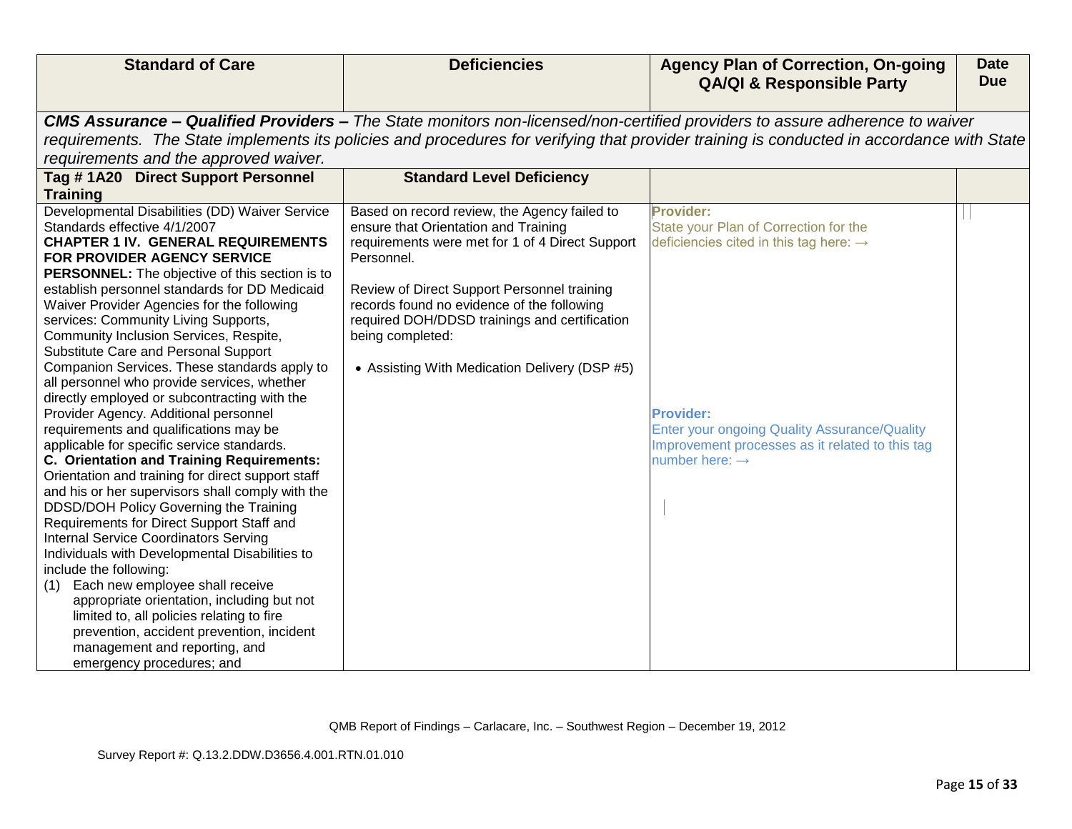| Standard of Care | Deficiencies | Agency Plan of Correction, On-going QA/QI & Responsible Party | Date Due |
|---|---|---|---|
| ***CMS Assurance – Qualified Providers –*** *The State monitors non-licensed/non-certified providers to assure adherence to waiver requirements. The State implements its policies and procedures for verifying that provider training is conducted in accordance with State requirements and the approved waiver.* | | | |
| **Tag # 1A20 Direct Support Personnel Training** | **Standard Level Deficiency** | | |
| Developmental Disabilities (DD) Waiver Service Standards effective 4/1/2007<br>**CHAPTER 1 IV. GENERAL REQUIREMENTS FOR PROVIDER AGENCY SERVICE PERSONNEL:** The objective of this section is to establish personnel standards for DD Medicaid Waiver Provider Agencies for the following services: Community Living Supports, Community Inclusion Services, Respite, Substitute Care and Personal Support Companion Services. These standards apply to all personnel who provide services, whether directly employed or subcontracting with the Provider Agency. Additional personnel requirements and qualifications may be applicable for specific service standards.<br>**C. Orientation and Training Requirements:** Orientation and training for direct support staff and his or her supervisors shall comply with the DDSD/DOH Policy Governing the Training Requirements for Direct Support Staff and Internal Service Coordinators Serving Individuals with Developmental Disabilities to include the following:<br>(1) Each new employee shall receive appropriate orientation, including but not limited to, all policies relating to fire prevention, accident prevention, incident management and reporting, and emergency procedures; and | Based on record review, the Agency failed to ensure that Orientation and Training requirements were met for 1 of 4 Direct Support Personnel.<br><br>Review of Direct Support Personnel training records found no evidence of the following required DOH/DDSD trainings and certification being completed:<br><br>• Assisting With Medication Delivery (DSP #5) | **Provider:**<br>State your Plan of Correction for the deficiencies cited in this tag here: →<br><br><br><br><br><br>**Provider:**<br>Enter your ongoing Quality Assurance/Quality Improvement processes as it related to this tag number here: → | |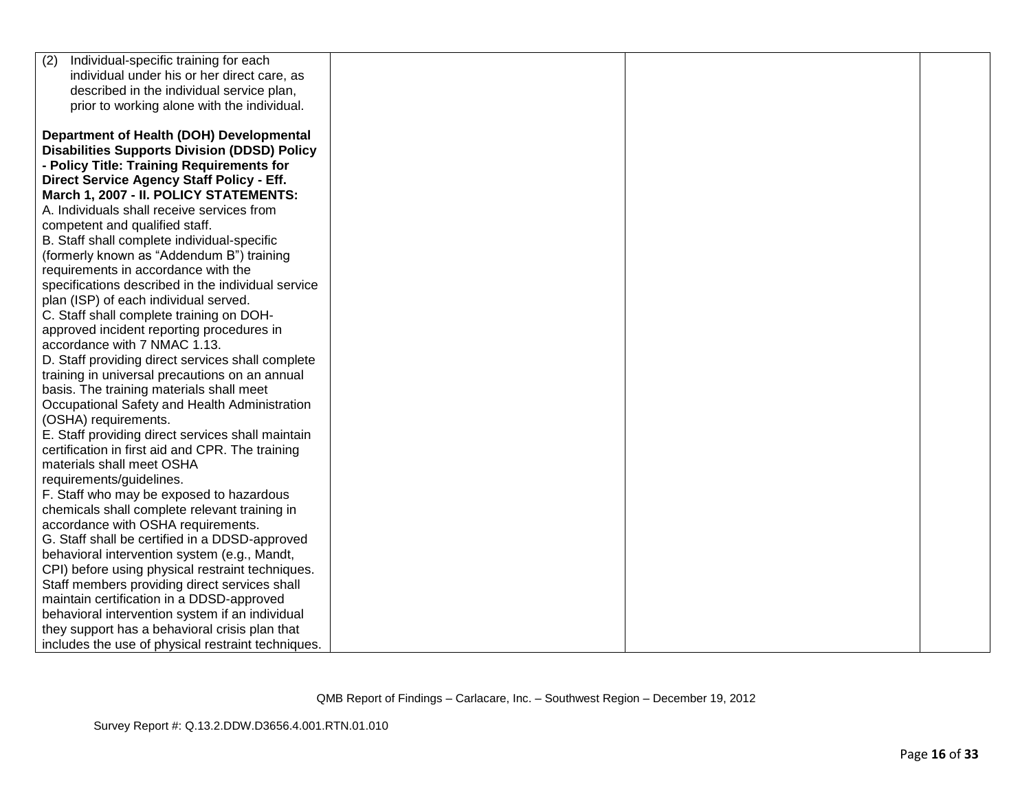| | | | |
|---|---|---|---|
| (2) Individual-specific training for each individual under his or her direct care, as described in the individual service plan, prior to working alone with the individual.<br><br>**Department of Health (DOH) Developmental Disabilities Supports Division (DDSD) Policy - Policy Title: Training Requirements for Direct Service Agency Staff Policy - Eff. March 1, 2007 - II. POLICY STATEMENTS:**<br>A. Individuals shall receive services from competent and qualified staff.<br>B. Staff shall complete individual-specific (formerly known as "Addendum B") training requirements in accordance with the specifications described in the individual service plan (ISP) of each individual served.<br>C. Staff shall complete training on DOH-approved incident reporting procedures in accordance with 7 NMAC 1.13.<br>D. Staff providing direct services shall complete training in universal precautions on an annual basis. The training materials shall meet Occupational Safety and Health Administration (OSHA) requirements.<br>E. Staff providing direct services shall maintain certification in first aid and CPR. The training materials shall meet OSHA requirements/guidelines.<br>F. Staff who may be exposed to hazardous chemicals shall complete relevant training in accordance with OSHA requirements.<br>G. Staff shall be certified in a DDSD-approved behavioral intervention system (e.g., Mandt, CPI) before using physical restraint techniques. Staff members providing direct services shall maintain certification in a DDSD-approved behavioral intervention system if an individual they support has a behavioral crisis plan that includes the use of physical restraint techniques. | | | |

QMB Report of Findings – Carlacare, Inc. – Southwest Region – December 19, 2012

Survey Report #: Q.13.2.DDW.D3656.4.001.RTN.01.010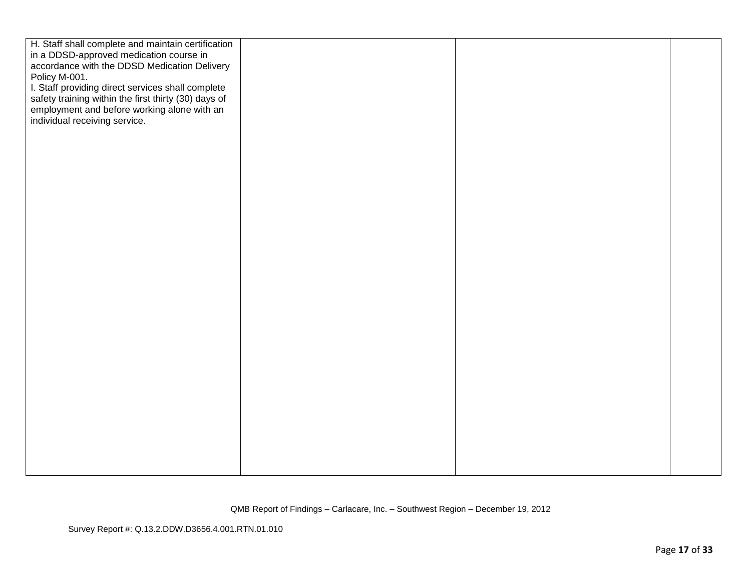| | | | |
|---|---|---|---|
| H. Staff shall complete and maintain certification in a DDSD-approved medication course in accordance with the DDSD Medication Delivery Policy M-001.<br>I. Staff providing direct services shall complete safety training within the first thirty (30) days of employment and before working alone with an individual receiving service. | | | |

QMB Report of Findings – Carlacare, Inc. – Southwest Region – December 19, 2012

Survey Report #: Q.13.2.DDW.D3656.4.001.RTN.01.010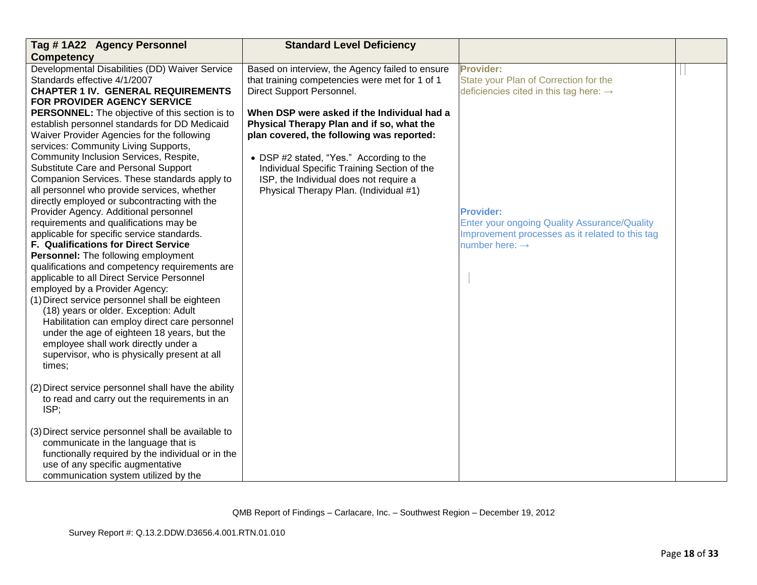| Tag # 1A22 Agency Personnel Competency | Standard Level Deficiency | | |
|---|---|---|---|
| Developmental Disabilities (DD) Waiver Service Standards effective 4/1/2007<br>**CHAPTER 1 IV. GENERAL REQUIREMENTS FOR PROVIDER AGENCY SERVICE PERSONNEL:** The objective of this section is to establish personnel standards for DD Medicaid Waiver Provider Agencies for the following services: Community Living Supports, Community Inclusion Services, Respite, Substitute Care and Personal Support Companion Services. These standards apply to all personnel who provide services, whether directly employed or subcontracting with the Provider Agency. Additional personnel requirements and qualifications may be applicable for specific service standards.<br>**F. Qualifications for Direct Service Personnel:** The following employment qualifications and competency requirements are applicable to all Direct Service Personnel employed by a Provider Agency:<br>(1) Direct service personnel shall be eighteen (18) years or older. Exception: Adult Habilitation can employ direct care personnel under the age of eighteen 18 years, but the employee shall work directly under a supervisor, who is physically present at all times;<br><br>(2) Direct service personnel shall have the ability to read and carry out the requirements in an ISP;<br><br>(3) Direct service personnel shall be available to communicate in the language that is functionally required by the individual or in the use of any specific augmentative communication system utilized by the | Based on interview, the Agency failed to ensure that training competencies were met for 1 of 1 Direct Support Personnel.<br><br>**When DSP were asked if the Individual had a Physical Therapy Plan and if so, what the plan covered, the following was reported:**<br><br>• DSP #2 stated, "Yes." According to the Individual Specific Training Section of the ISP, the Individual does not require a Physical Therapy Plan. (Individual #1) | **Provider:**<br>State your Plan of Correction for the deficiencies cited in this tag here: →<br><br>**Provider:**<br>Enter your ongoing Quality Assurance/Quality Improvement processes as it related to this tag number here: → | |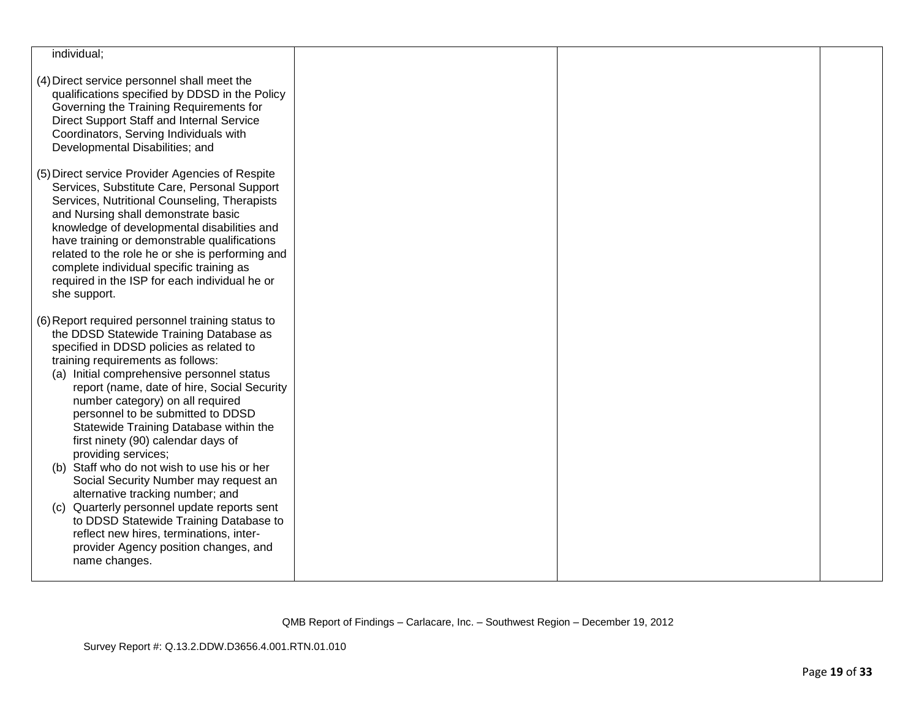| | | | |
|---|---|---|---|
| individual;<br><br>(4) Direct service personnel shall meet the qualifications specified by DDSD in the Policy Governing the Training Requirements for Direct Support Staff and Internal Service Coordinators, Serving Individuals with Developmental Disabilities; and<br><br>(5) Direct service Provider Agencies of Respite Services, Substitute Care, Personal Support Services, Nutritional Counseling, Therapists and Nursing shall demonstrate basic knowledge of developmental disabilities and have training or demonstrable qualifications related to the role he or she is performing and complete individual specific training as required in the ISP for each individual he or she support.<br><br>(6) Report required personnel training status to the DDSD Statewide Training Database as specified in DDSD policies as related to training requirements as follows:<br>(a) Initial comprehensive personnel status report (name, date of hire, Social Security number category) on all required personnel to be submitted to DDSD Statewide Training Database within the first ninety (90) calendar days of providing services;<br>(b) Staff who do not wish to use his or her Social Security Number may request an alternative tracking number; and<br>(c) Quarterly personnel update reports sent to DDSD Statewide Training Database to reflect new hires, terminations, inter-provider Agency position changes, and name changes. | | | |

QMB Report of Findings – Carlacare, Inc. – Southwest Region – December 19, 2012

Survey Report #: Q.13.2.DDW.D3656.4.001.RTN.01.010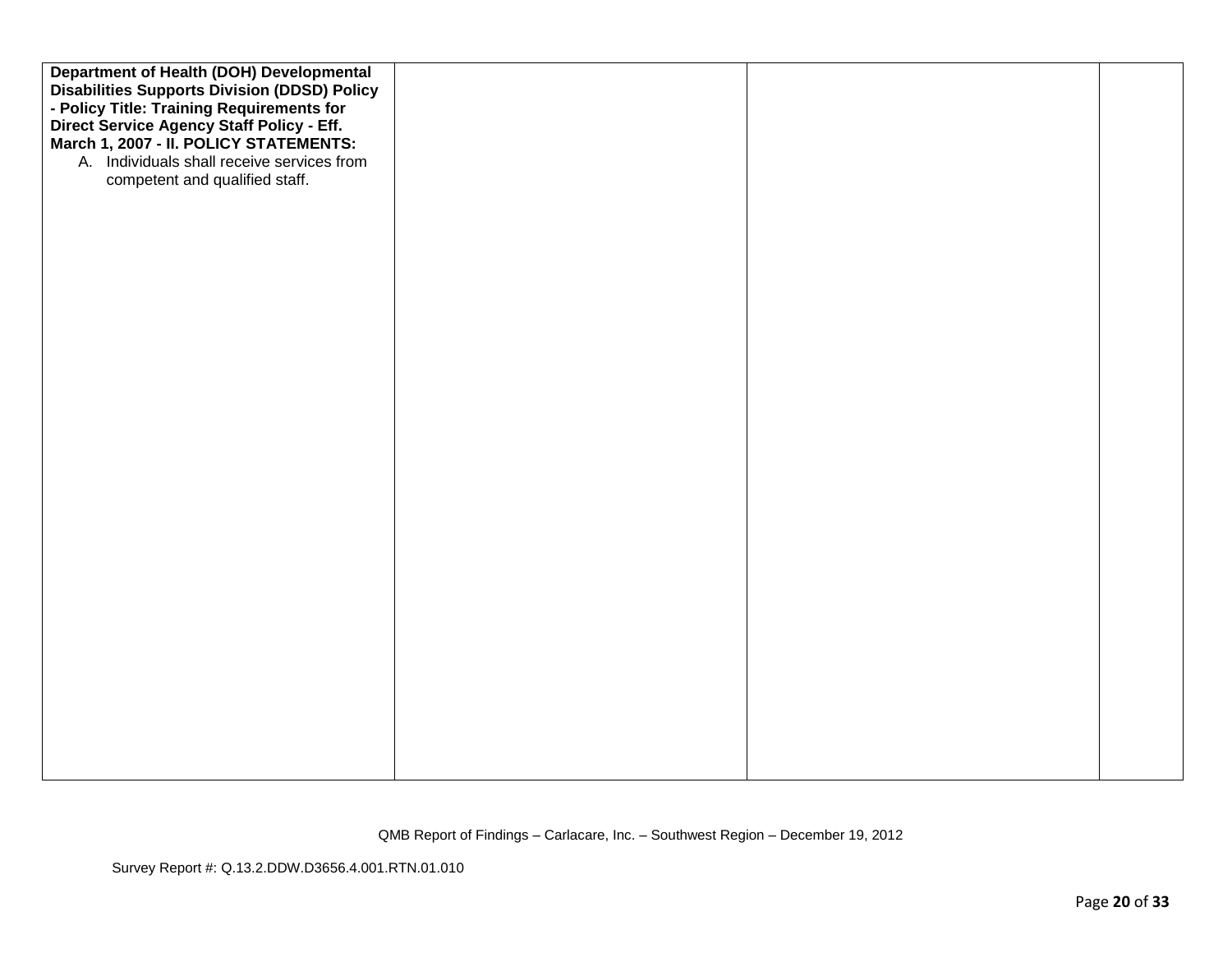| | | | |
|---|---|---|---|
| **Department of Health (DOH) Developmental Disabilities Supports Division (DDSD) Policy - Policy Title: Training Requirements for Direct Service Agency Staff Policy - Eff. March 1, 2007 - II. POLICY STATEMENTS:**<br>A. Individuals shall receive services from competent and qualified staff. | | | |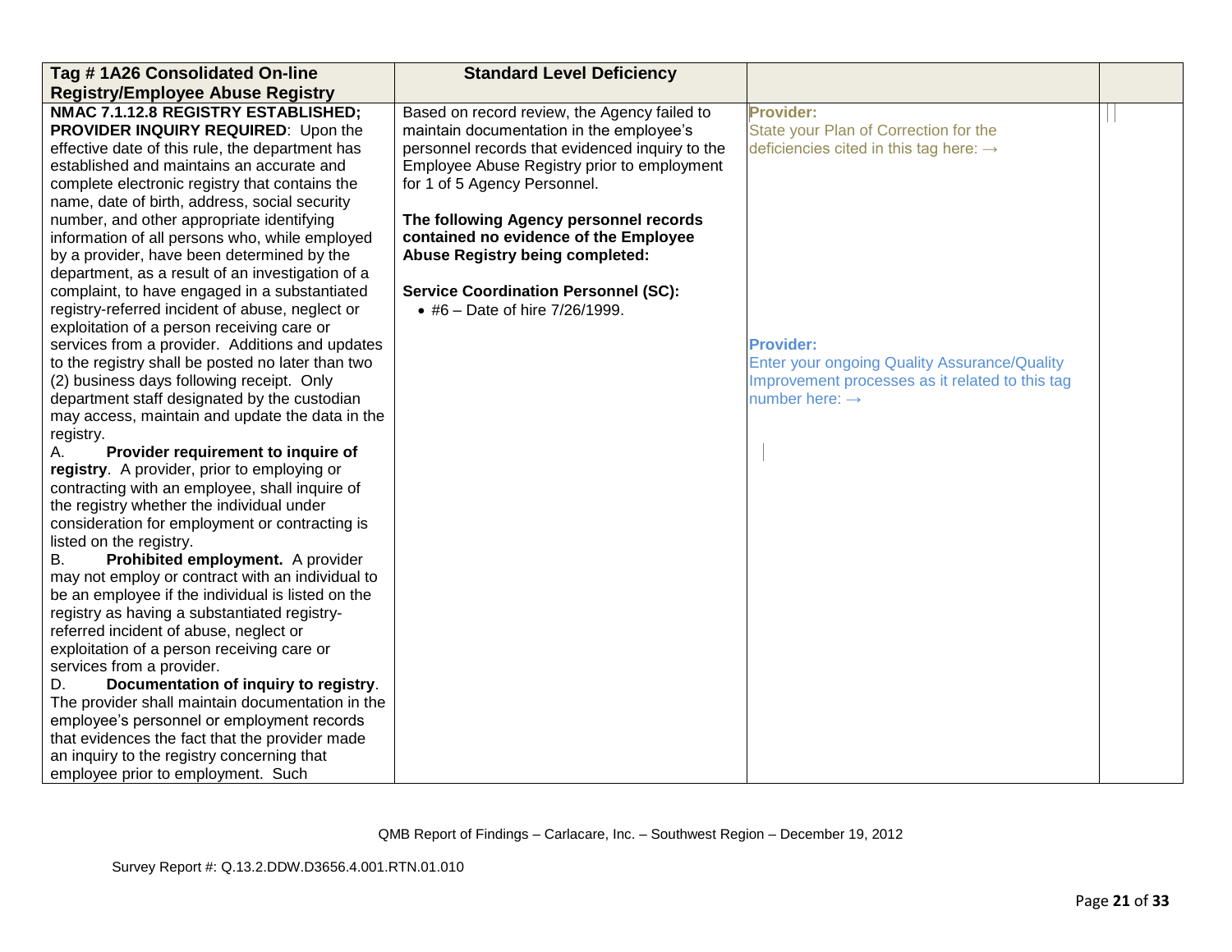| Tag # 1A26 Consolidated On-line Registry/Employee Abuse Registry | Standard Level Deficiency | | |
|---|---|---|---|
| **NMAC 7.1.12.8 REGISTRY ESTABLISHED; PROVIDER INQUIRY REQUIRED**: Upon the effective date of this rule, the department has established and maintains an accurate and complete electronic registry that contains the name, date of birth, address, social security number, and other appropriate identifying information of all persons who, while employed by a provider, have been determined by the department, as a result of an investigation of a complaint, to have engaged in a substantiated registry-referred incident of abuse, neglect or exploitation of a person receiving care or services from a provider. Additions and updates to the registry shall be posted no later than two (2) business days following receipt. Only department staff designated by the custodian may access, maintain and update the data in the registry.<br>A. **Provider requirement to inquire of registry**. A provider, prior to employing or contracting with an employee, shall inquire of the registry whether the individual under consideration for employment or contracting is listed on the registry.<br>B. **Prohibited employment.** A provider may not employ or contract with an individual to be an employee if the individual is listed on the registry as having a substantiated registry-referred incident of abuse, neglect or exploitation of a person receiving care or services from a provider.<br>D. **Documentation of inquiry to registry**. The provider shall maintain documentation in the employee's personnel or employment records that evidences the fact that the provider made an inquiry to the registry concerning that employee prior to employment. Such | Based on record review, the Agency failed to maintain documentation in the employee's personnel records that evidenced inquiry to the Employee Abuse Registry prior to employment for 1 of 5 Agency Personnel.<br><br>**The following Agency personnel records contained no evidence of the Employee Abuse Registry being completed:**<br><br>**Service Coordination Personnel (SC):**<br>• #6 – Date of hire 7/26/1999. | **Provider:**<br>State your Plan of Correction for the deficiencies cited in this tag here: →<br><br><br><br><br><br><br>**Provider:**<br>Enter your ongoing Quality Assurance/Quality Improvement processes as it related to this tag number here: → | |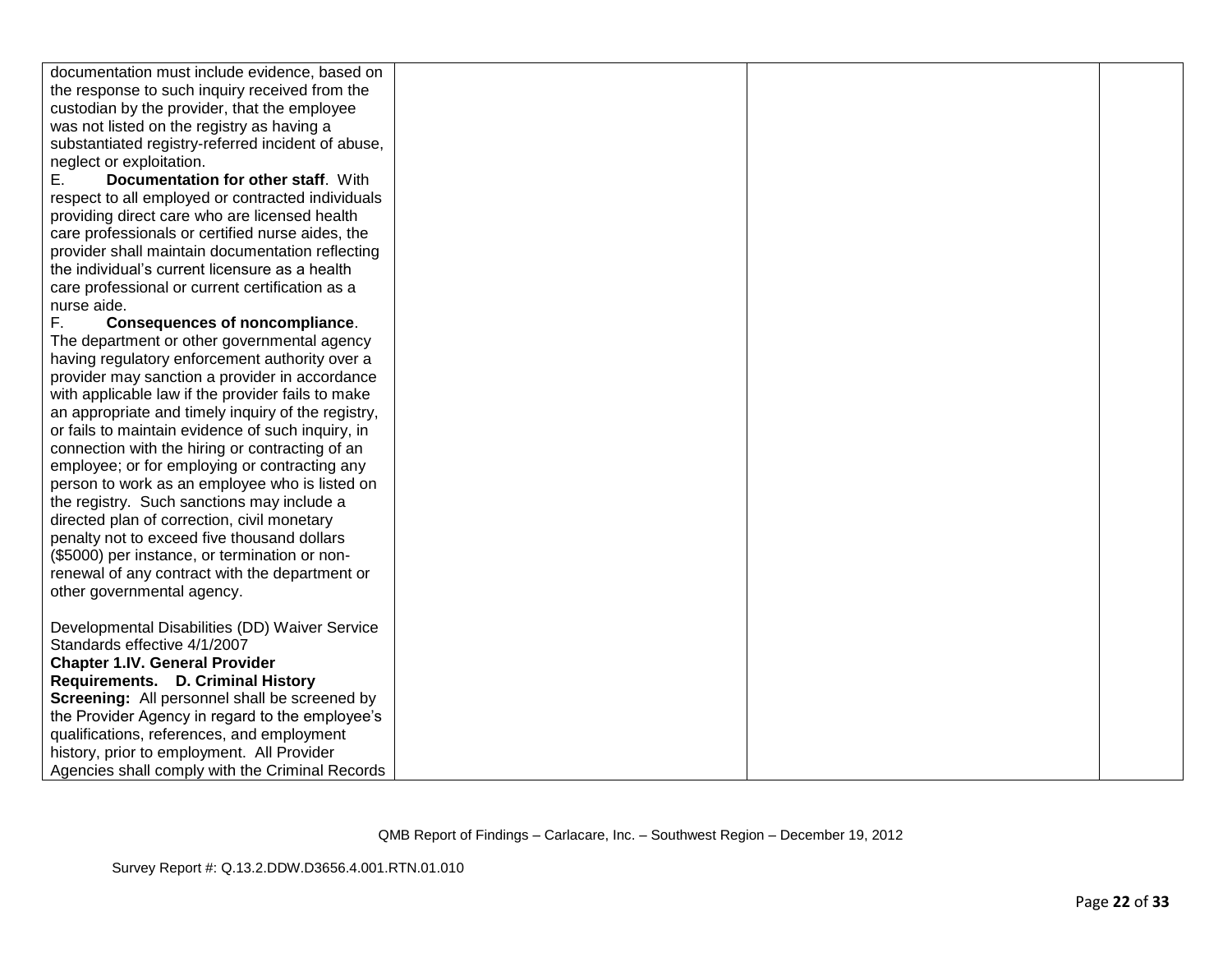| | | | |
|---|---|---|---|
| documentation must include evidence, based on the response to such inquiry received from the custodian by the provider, that the employee was not listed on the registry as having a substantiated registry-referred incident of abuse, neglect or exploitation.<br>E. **Documentation for other staff**. With respect to all employed or contracted individuals providing direct care who are licensed health care professionals or certified nurse aides, the provider shall maintain documentation reflecting the individual's current licensure as a health care professional or current certification as a nurse aide.<br>F. **Consequences of noncompliance**. The department or other governmental agency having regulatory enforcement authority over a provider may sanction a provider in accordance with applicable law if the provider fails to make an appropriate and timely inquiry of the registry, or fails to maintain evidence of such inquiry, in connection with the hiring or contracting of an employee; or for employing or contracting any person to work as an employee who is listed on the registry. Such sanctions may include a directed plan of correction, civil monetary penalty not to exceed five thousand dollars ($5000) per instance, or termination or non-renewal of any contract with the department or other governmental agency.<br><br>Developmental Disabilities (DD) Waiver Service Standards effective 4/1/2007<br>**Chapter 1.IV. General Provider Requirements. D. Criminal History Screening:** All personnel shall be screened by the Provider Agency in regard to the employee's qualifications, references, and employment history, prior to employment. All Provider Agencies shall comply with the Criminal Records | | | |

QMB Report of Findings – Carlacare, Inc. – Southwest Region – December 19, 2012

Survey Report #: Q.13.2.DDW.D3656.4.001.RTN.01.010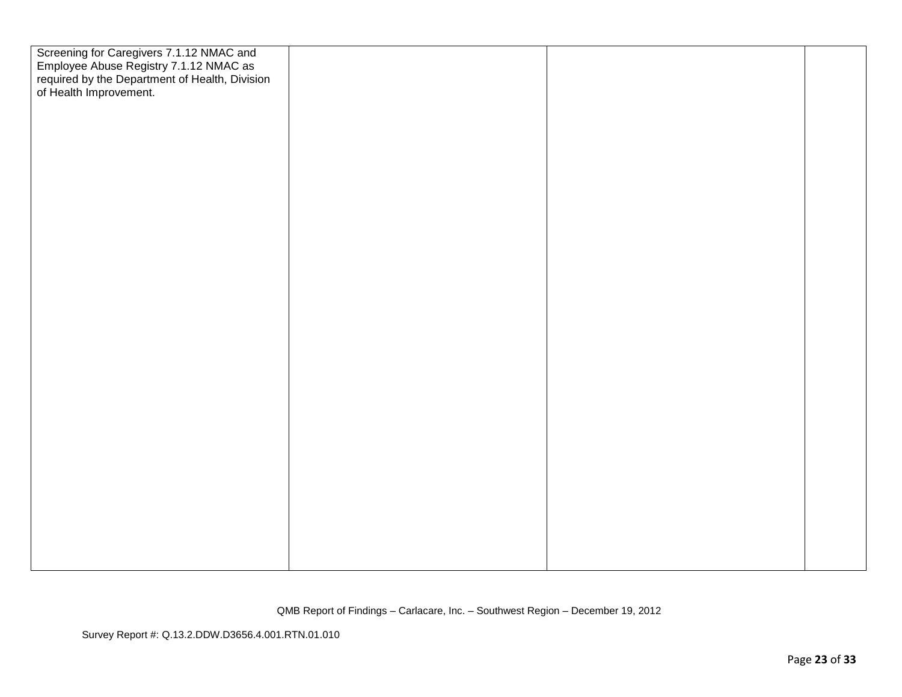| | | | |
|---|---|---|---|
| Screening for Caregivers 7.1.12 NMAC and Employee Abuse Registry 7.1.12 NMAC as required by the Department of Health, Division of Health Improvement. | | | |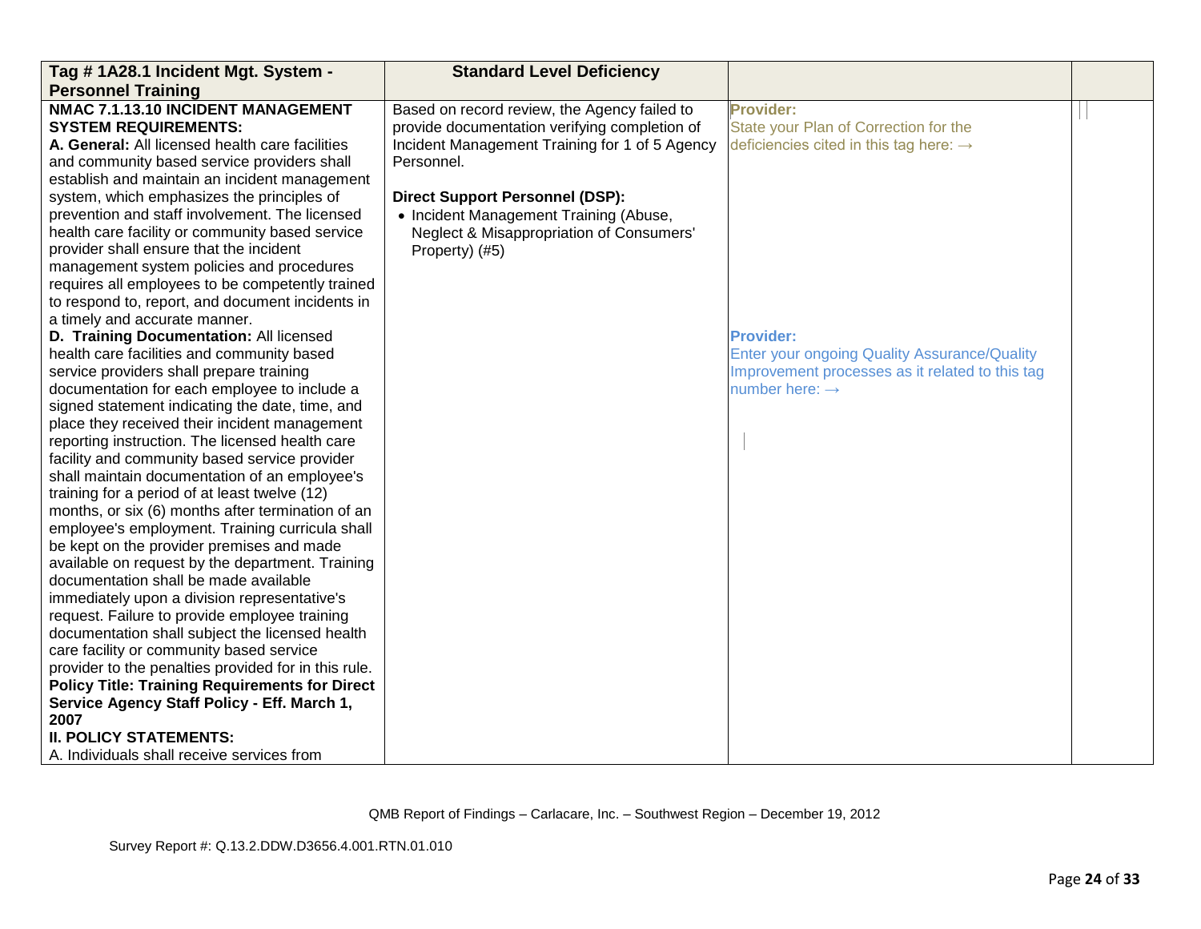| Tag # 1A28.1 Incident Mgt. System - Personnel Training | Standard Level Deficiency | | |
|---|---|---|---|
| **NMAC 7.1.13.10 INCIDENT MANAGEMENT SYSTEM REQUIREMENTS:**<br>**A. General:** All licensed health care facilities and community based service providers shall establish and maintain an incident management system, which emphasizes the principles of prevention and staff involvement. The licensed health care facility or community based service provider shall ensure that the incident management system policies and procedures requires all employees to be competently trained to respond to, report, and document incidents in a timely and accurate manner.<br>**D. Training Documentation:** All licensed health care facilities and community based service providers shall prepare training documentation for each employee to include a signed statement indicating the date, time, and place they received their incident management reporting instruction. The licensed health care facility and community based service provider shall maintain documentation of an employee's training for a period of at least twelve (12) months, or six (6) months after termination of an employee's employment. Training curricula shall be kept on the provider premises and made available on request by the department. Training documentation shall be made available immediately upon a division representative's request. Failure to provide employee training documentation shall subject the licensed health care facility or community based service provider to the penalties provided for in this rule.<br>**Policy Title: Training Requirements for Direct Service Agency Staff Policy - Eff. March 1, 2007**<br>**II. POLICY STATEMENTS:**<br>A. Individuals shall receive services from | Based on record review, the Agency failed to provide documentation verifying completion of Incident Management Training for 1 of 5 Agency Personnel.<br><br>**Direct Support Personnel (DSP):**<br>• Incident Management Training (Abuse, Neglect & Misappropriation of Consumers' Property) (#5) | **Provider:**<br>State your Plan of Correction for the deficiencies cited in this tag here: →<br><br><br><br><br><br><br>**Provider:**<br>Enter your ongoing Quality Assurance/Quality Improvement processes as it related to this tag number here: → | |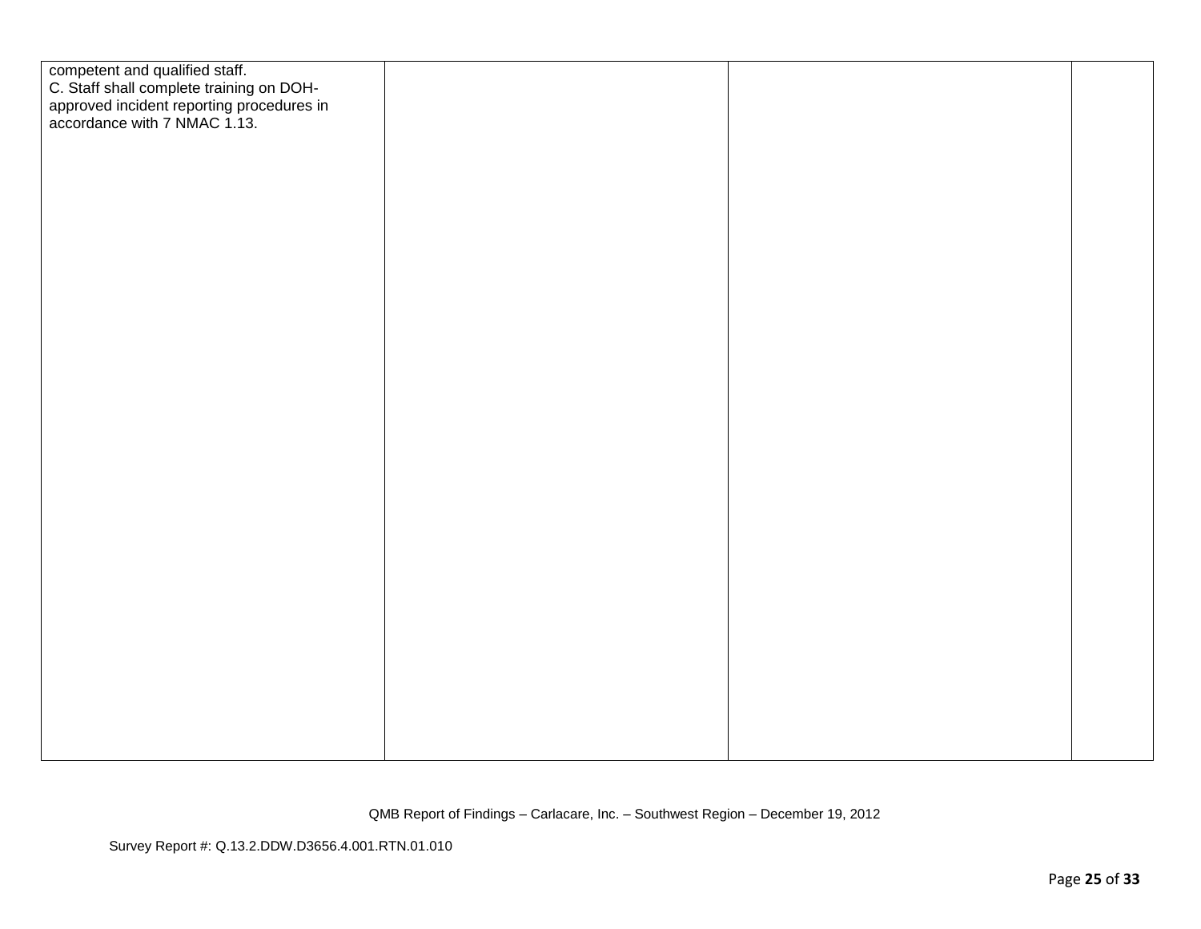| | | | |
|---|---|---|---|
| competent and qualified staff.<br>C. Staff shall complete training on DOH-approved incident reporting procedures in accordance with 7 NMAC 1.13. | | | |

QMB Report of Findings – Carlacare, Inc. – Southwest Region – December 19, 2012

Survey Report #: Q.13.2.DDW.D3656.4.001.RTN.01.010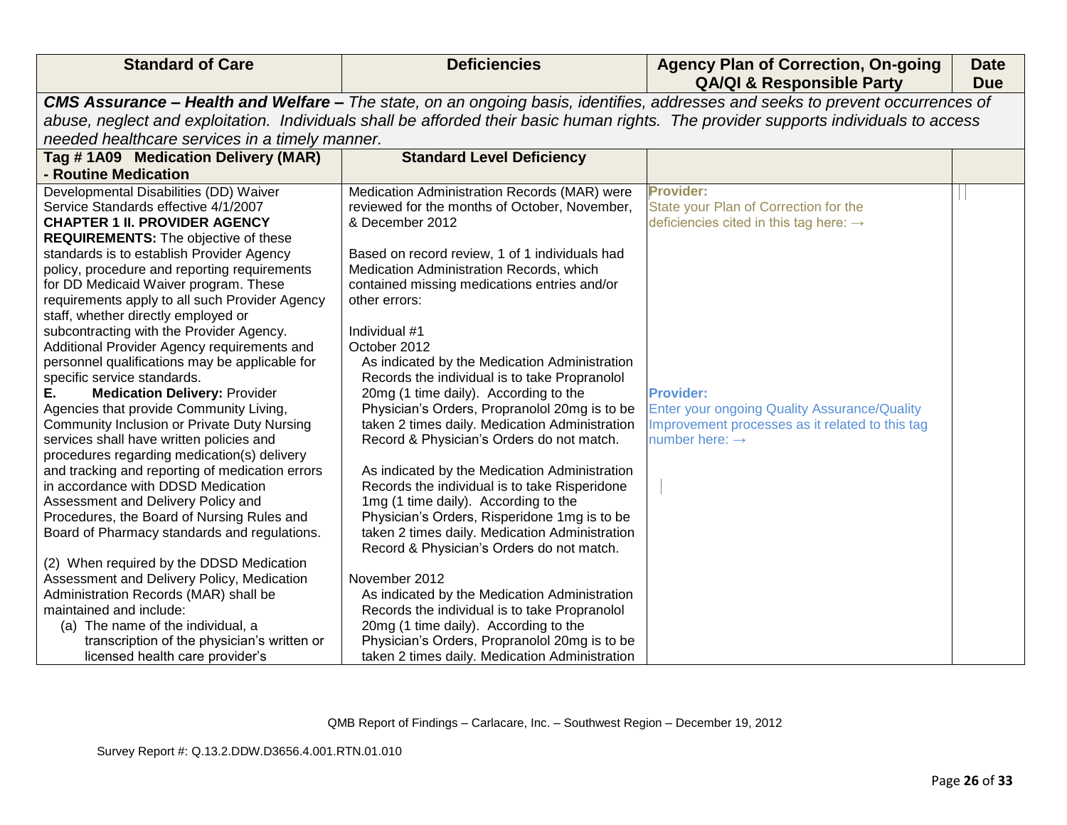| Standard of Care | Deficiencies | Agency Plan of Correction, On-going QA/QI & Responsible Party | Date Due |
|---|---|---|---|
| ***CMS Assurance – Health and Welfare –*** *The state, on an ongoing basis, identifies, addresses and seeks to prevent occurrences of abuse, neglect and exploitation. Individuals shall be afforded their basic human rights. The provider supports individuals to access needed healthcare services in a timely manner.* | | | |
| **Tag # 1A09 Medication Delivery (MAR) - Routine Medication** | **Standard Level Deficiency** | | |
| Developmental Disabilities (DD) Waiver Service Standards effective 4/1/2007<br>**CHAPTER 1 II. PROVIDER AGENCY REQUIREMENTS:** The objective of these standards is to establish Provider Agency policy, procedure and reporting requirements for DD Medicaid Waiver program. These requirements apply to all such Provider Agency staff, whether directly employed or subcontracting with the Provider Agency. Additional Provider Agency requirements and personnel qualifications may be applicable for specific service standards.<br>**E. Medication Delivery:** Provider Agencies that provide Community Living, Community Inclusion or Private Duty Nursing services shall have written policies and procedures regarding medication(s) delivery and tracking and reporting of medication errors in accordance with DDSD Medication Assessment and Delivery Policy and Procedures, the Board of Nursing Rules and Board of Pharmacy standards and regulations.<br><br>(2) When required by the DDSD Medication Assessment and Delivery Policy, Medication Administration Records (MAR) shall be maintained and include:<br>(a) The name of the individual, a transcription of the physician's written or licensed health care provider's | Medication Administration Records (MAR) were reviewed for the months of October, November, & December 2012<br><br>Based on record review, 1 of 1 individuals had Medication Administration Records, which contained missing medications entries and/or other errors:<br><br>Individual #1<br>October 2012<br>As indicated by the Medication Administration Records the individual is to take Propranolol 20mg (1 time daily). According to the Physician's Orders, Propranolol 20mg is to be taken 2 times daily. Medication Administration Record & Physician's Orders do not match.<br><br>As indicated by the Medication Administration Records the individual is to take Risperidone 1mg (1 time daily). According to the Physician's Orders, Risperidone 1mg is to be taken 2 times daily. Medication Administration Record & Physician's Orders do not match.<br><br>November 2012<br>As indicated by the Medication Administration Records the individual is to take Propranolol 20mg (1 time daily). According to the Physician's Orders, Propranolol 20mg is to be taken 2 times daily. Medication Administration | **Provider:**<br>State your Plan of Correction for the deficiencies cited in this tag here: →<br><br><br><br><br><br><br><br><br><br>**Provider:**<br>Enter your ongoing Quality Assurance/Quality Improvement processes as it related to this tag number here: → | |

QMB Report of Findings – Carlacare, Inc. – Southwest Region – December 19, 2012

Survey Report #: Q.13.2.DDW.D3656.4.001.RTN.01.010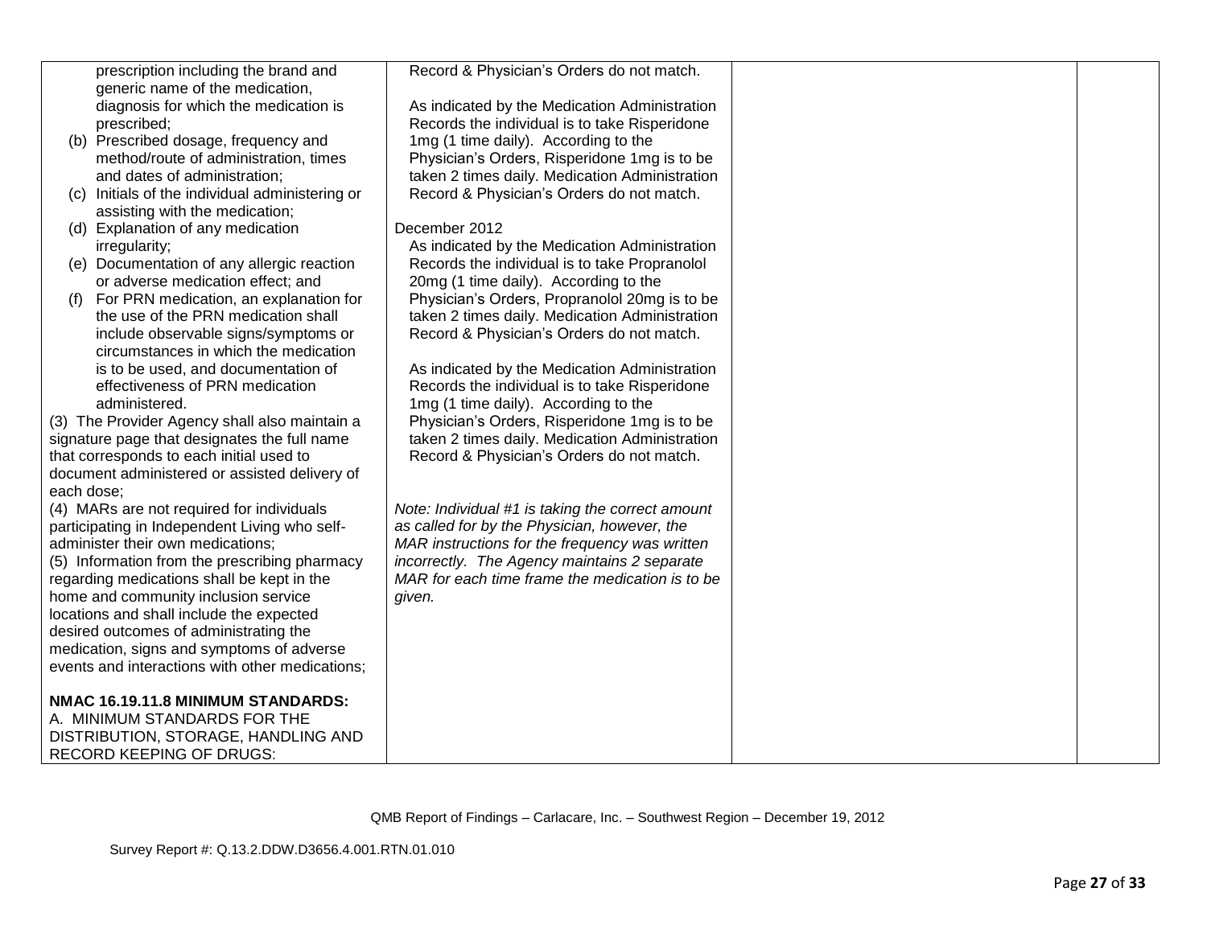| | | | |
|---|---|---|---|
| prescription including the brand and generic name of the medication, diagnosis for which the medication is prescribed;<br>(b) Prescribed dosage, frequency and method/route of administration, times and dates of administration;<br>(c) Initials of the individual administering or assisting with the medication;<br>(d) Explanation of any medication irregularity;<br>(e) Documentation of any allergic reaction or adverse medication effect; and<br>(f) For PRN medication, an explanation for the use of the PRN medication shall include observable signs/symptoms or circumstances in which the medication is to be used, and documentation of effectiveness of PRN medication administered.<br>(3) The Provider Agency shall also maintain a signature page that designates the full name that corresponds to each initial used to document administered or assisted delivery of each dose;<br>(4) MARs are not required for individuals participating in Independent Living who self-administer their own medications;<br>(5) Information from the prescribing pharmacy regarding medications shall be kept in the home and community inclusion service locations and shall include the expected desired outcomes of administrating the medication, signs and symptoms of adverse events and interactions with other medications;<br><br>**NMAC 16.19.11.8 MINIMUM STANDARDS:**<br>A. MINIMUM STANDARDS FOR THE DISTRIBUTION, STORAGE, HANDLING AND RECORD KEEPING OF DRUGS: | Record & Physician's Orders do not match.<br><br>As indicated by the Medication Administration Records the individual is to take Risperidone 1mg (1 time daily). According to the Physician's Orders, Risperidone 1mg is to be taken 2 times daily. Medication Administration Record & Physician's Orders do not match.<br><br>December 2012<br>As indicated by the Medication Administration Records the individual is to take Propranolol 20mg (1 time daily). According to the Physician's Orders, Propranolol 20mg is to be taken 2 times daily. Medication Administration Record & Physician's Orders do not match.<br><br>As indicated by the Medication Administration Records the individual is to take Risperidone 1mg (1 time daily). According to the Physician's Orders, Risperidone 1mg is to be taken 2 times daily. Medication Administration Record & Physician's Orders do not match.<br><br>*Note: Individual #1 is taking the correct amount as called for by the Physician, however, the MAR instructions for the frequency was written incorrectly. The Agency maintains 2 separate MAR for each time frame the medication is to be given.* | | |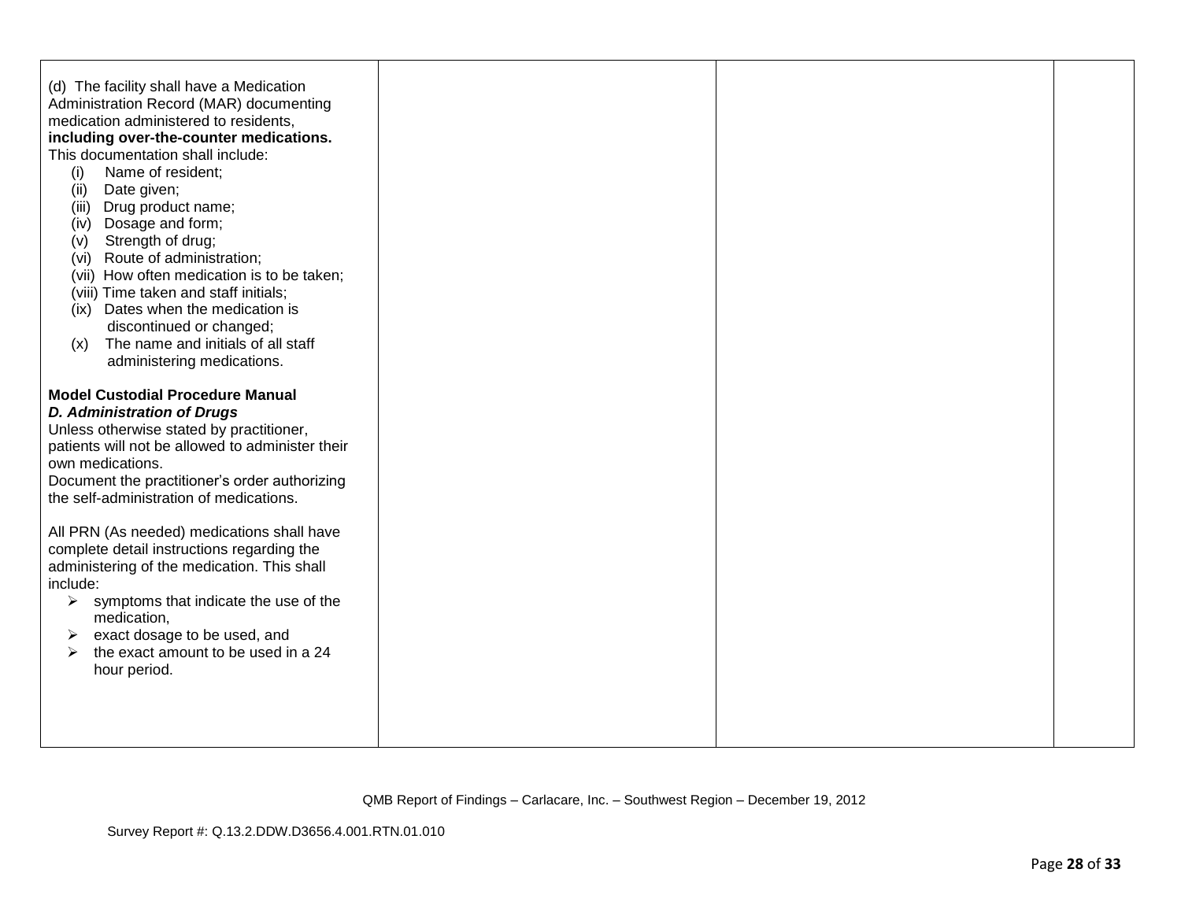| | | | |
|---|---|---|---|
| (d) The facility shall have a Medication Administration Record (MAR) documenting medication administered to residents, **including over-the-counter medications.** This documentation shall include:<br>(i) Name of resident;<br>(ii) Date given;<br>(iii) Drug product name;<br>(iv) Dosage and form;<br>(v) Strength of drug;<br>(vi) Route of administration;<br>(vii) How often medication is to be taken;<br>(viii) Time taken and staff initials;<br>(ix) Dates when the medication is discontinued or changed;<br>(x) The name and initials of all staff administering medications.<br><br>**Model Custodial Procedure Manual**<br>***D. Administration of Drugs***<br>Unless otherwise stated by practitioner, patients will not be allowed to administer their own medications.<br>Document the practitioner's order authorizing the self-administration of medications.<br><br>All PRN (As needed) medications shall have complete detail instructions regarding the administering of the medication. This shall include:<br>➢ symptoms that indicate the use of the medication,<br>➢ exact dosage to be used, and<br>➢ the exact amount to be used in a 24 hour period. | | | |

QMB Report of Findings – Carlacare, Inc. – Southwest Region – December 19, 2012

Survey Report #: Q.13.2.DDW.D3656.4.001.RTN.01.010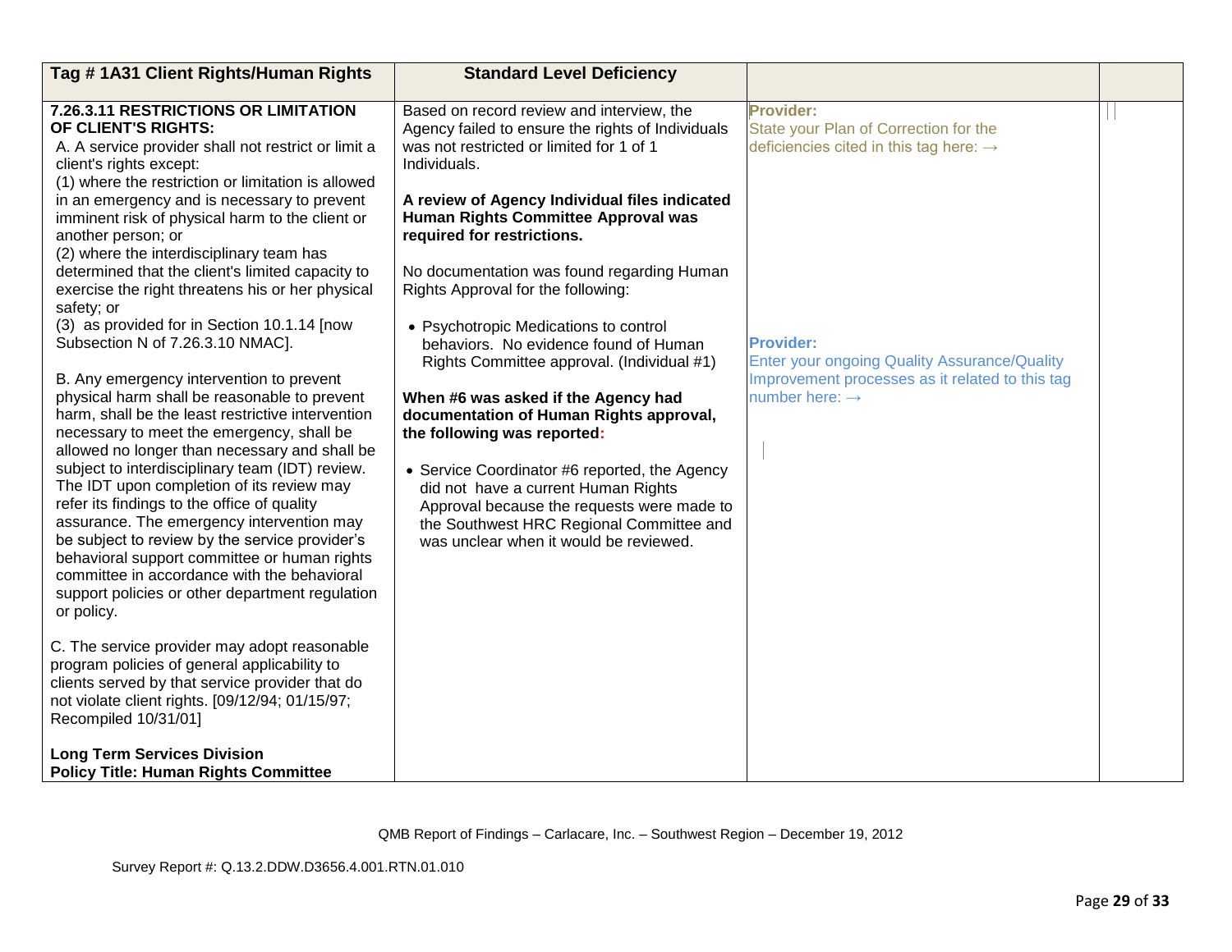| Tag # 1A31 Client Rights/Human Rights | Standard Level Deficiency | | |
|---|---|---|---|
| **7.26.3.11 RESTRICTIONS OR LIMITATION OF CLIENT'S RIGHTS:**<br>A. A service provider shall not restrict or limit a client's rights except:<br>(1) where the restriction or limitation is allowed in an emergency and is necessary to prevent imminent risk of physical harm to the client or another person; or<br>(2) where the interdisciplinary team has determined that the client's limited capacity to exercise the right threatens his or her physical safety; or<br>(3) as provided for in Section 10.1.14 [now Subsection N of 7.26.3.10 NMAC].<br><br>B. Any emergency intervention to prevent physical harm shall be reasonable to prevent harm, shall be the least restrictive intervention necessary to meet the emergency, shall be allowed no longer than necessary and shall be subject to interdisciplinary team (IDT) review. The IDT upon completion of its review may refer its findings to the office of quality assurance. The emergency intervention may be subject to review by the service provider's behavioral support committee or human rights committee in accordance with the behavioral support policies or other department regulation or policy.<br><br>C. The service provider may adopt reasonable program policies of general applicability to clients served by that service provider that do not violate client rights. [09/12/94; 01/15/97; Recompiled 10/31/01]<br><br>**Long Term Services Division**<br>**Policy Title: Human Rights Committee** | Based on record review and interview, the Agency failed to ensure the rights of Individuals was not restricted or limited for 1 of 1 Individuals.<br><br>**A review of Agency Individual files indicated Human Rights Committee Approval was required for restrictions.**<br><br>No documentation was found regarding Human Rights Approval for the following:<br><br>• Psychotropic Medications to control behaviors. No evidence found of Human Rights Committee approval. (Individual #1)<br><br>**When #6 was asked if the Agency had documentation of Human Rights approval, the following was reported:**<br><br>• Service Coordinator #6 reported, the Agency did not have a current Human Rights Approval because the requests were made to the Southwest HRC Regional Committee and was unclear when it would be reviewed. | **Provider:**<br>State your Plan of Correction for the deficiencies cited in this tag here: →<br><br><br><br><br><br><br><br><br><br>**Provider:**<br>Enter your ongoing Quality Assurance/Quality Improvement processes as it related to this tag number here: → | |

QMB Report of Findings – Carlacare, Inc. – Southwest Region – December 19, 2012

Survey Report #: Q.13.2.DDW.D3656.4.001.RTN.01.010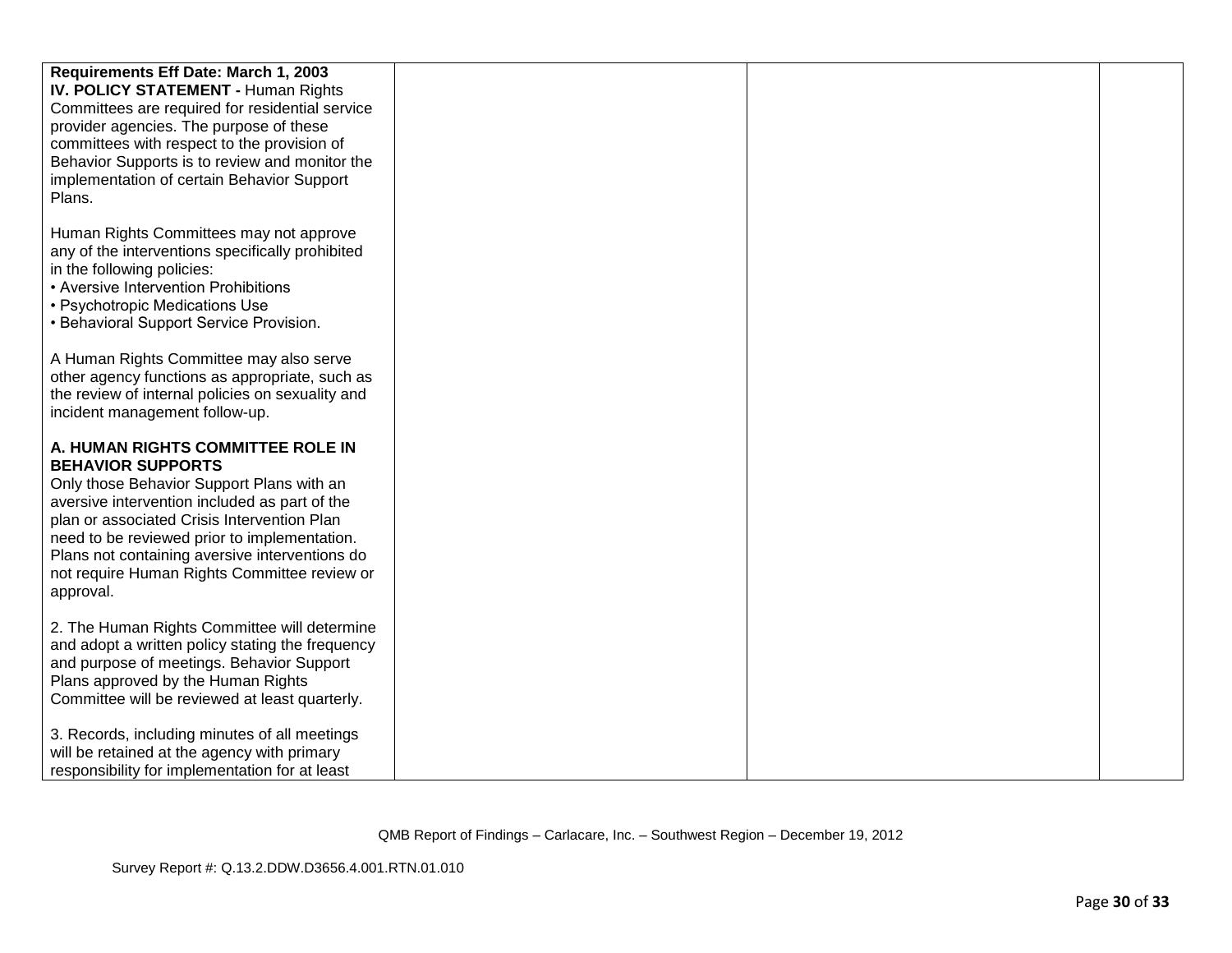| | | | |
|---|---|---|---|
| **Requirements Eff Date: March 1, 2003**<br>**IV. POLICY STATEMENT -** Human Rights Committees are required for residential service provider agencies. The purpose of these committees with respect to the provision of Behavior Supports is to review and monitor the implementation of certain Behavior Support Plans.<br><br>Human Rights Committees may not approve any of the interventions specifically prohibited in the following policies:<br>• Aversive Intervention Prohibitions<br>• Psychotropic Medications Use<br>• Behavioral Support Service Provision.<br><br>A Human Rights Committee may also serve other agency functions as appropriate, such as the review of internal policies on sexuality and incident management follow-up.<br><br>**A. HUMAN RIGHTS COMMITTEE ROLE IN BEHAVIOR SUPPORTS**<br>Only those Behavior Support Plans with an aversive intervention included as part of the plan or associated Crisis Intervention Plan need to be reviewed prior to implementation. Plans not containing aversive interventions do not require Human Rights Committee review or approval.<br><br>2. The Human Rights Committee will determine and adopt a written policy stating the frequency and purpose of meetings. Behavior Support Plans approved by the Human Rights Committee will be reviewed at least quarterly.<br><br>3. Records, including minutes of all meetings will be retained at the agency with primary responsibility for implementation for at least | | | |

QMB Report of Findings – Carlacare, Inc. – Southwest Region – December 19, 2012

Survey Report #: Q.13.2.DDW.D3656.4.001.RTN.01.010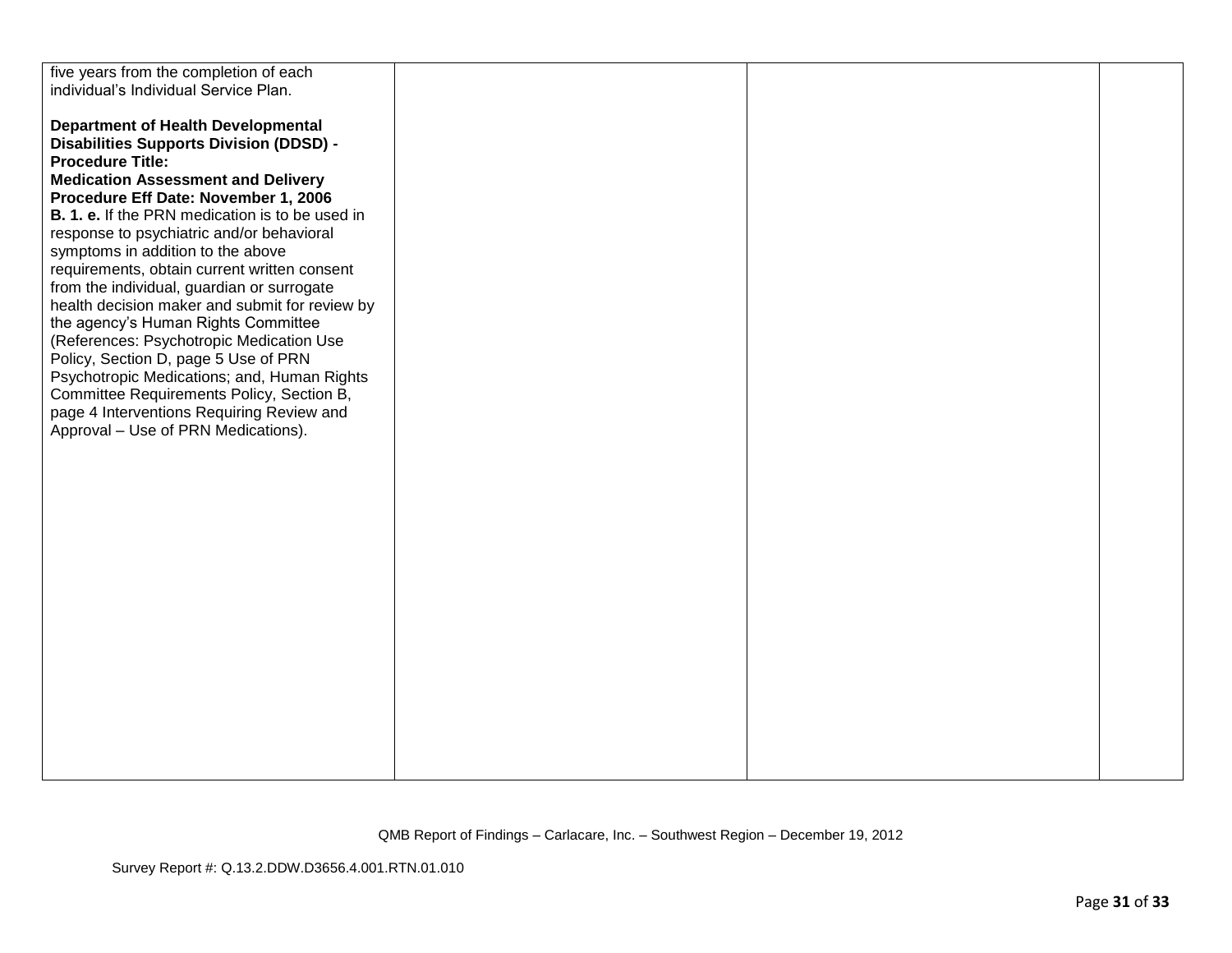| | | | |
|---|---|---|---|
| five years from the completion of each individual's Individual Service Plan.<br><br>**Department of Health Developmental Disabilities Supports Division (DDSD) - Procedure Title: Medication Assessment and Delivery Procedure Eff Date: November 1, 2006**<br>**B. 1. e.** If the PRN medication is to be used in response to psychiatric and/or behavioral symptoms in addition to the above requirements, obtain current written consent from the individual, guardian or surrogate health decision maker and submit for review by the agency's Human Rights Committee (References: Psychotropic Medication Use Policy, Section D, page 5 Use of PRN Psychotropic Medications; and, Human Rights Committee Requirements Policy, Section B, page 4 Interventions Requiring Review and Approval – Use of PRN Medications). | | | |

QMB Report of Findings – Carlacare, Inc. – Southwest Region – December 19, 2012

Survey Report #: Q.13.2.DDW.D3656.4.001.RTN.01.010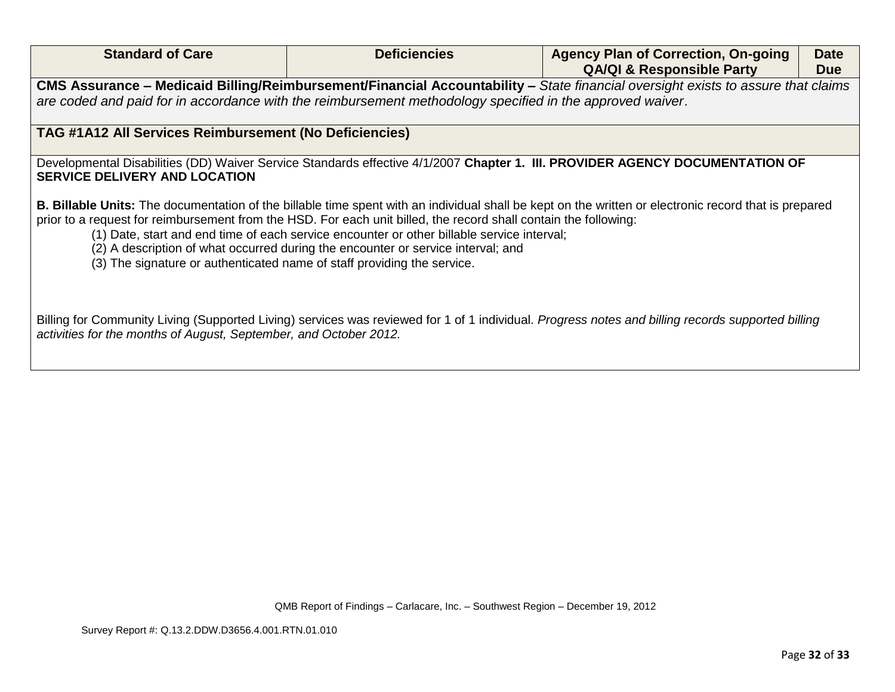| Standard of Care | Deficiencies | Agency Plan of Correction, On-going QA/QI & Responsible Party | Date Due |
|---|---|---|---|
| **CMS Assurance – Medicaid Billing/Reimbursement/Financial Accountability –** *State financial oversight exists to assure that claims are coded and paid for in accordance with the reimbursement methodology specified in the approved waiver*. | | | |
| **TAG #1A12 All Services Reimbursement (No Deficiencies)** | | | |

Developmental Disabilities (DD) Waiver Service Standards effective 4/1/2007 **Chapter 1. III. PROVIDER AGENCY DOCUMENTATION OF SERVICE DELIVERY AND LOCATION**

**B. Billable Units:** The documentation of the billable time spent with an individual shall be kept on the written or electronic record that is prepared prior to a request for reimbursement from the HSD. For each unit billed, the record shall contain the following:

(1) Date, start and end time of each service encounter or other billable service interval;
(2) A description of what occurred during the encounter or service interval; and
(3) The signature or authenticated name of staff providing the service.

Billing for Community Living (Supported Living) services was reviewed for 1 of 1 individual. *Progress notes and billing records supported billing activities for the months of August, September, and October 2012.*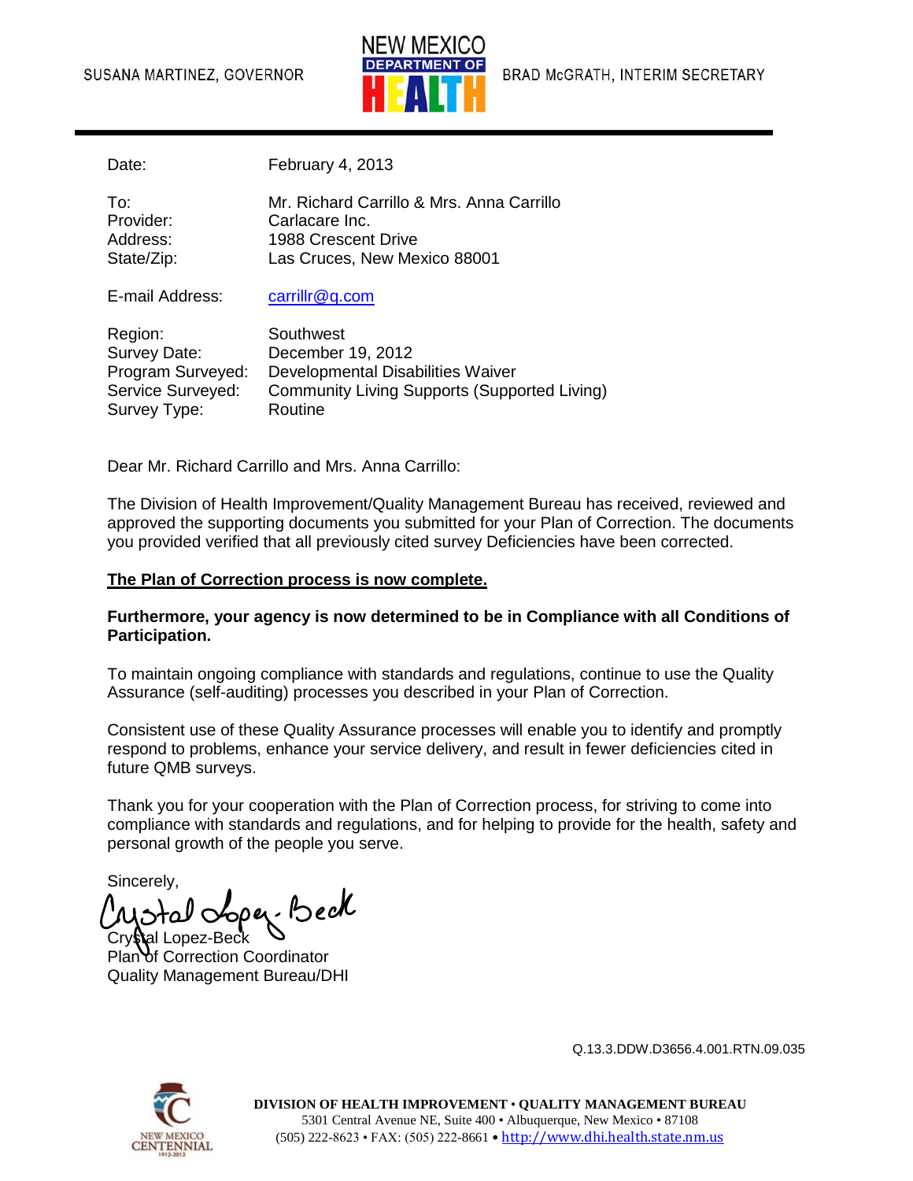SUSANA MARTINEZ, GOVERNOR

NEW MEXICO DEPARTMENT OF HEALTH

BRAD McGRATH, INTERIM SECRETARY

| | |
|---|---|
| Date: | February 4, 2013 |
| To: | Mr. Richard Carrillo & Mrs. Anna Carrillo |
| Provider: | Carlacare Inc. |
| Address: | 1988 Crescent Drive |
| State/Zip: | Las Cruces, New Mexico 88001 |
| E-mail Address: | carrillr@q.com |
| Region: | Southwest |
| Survey Date: | December 19, 2012 |
| Program Surveyed: | Developmental Disabilities Waiver |
| Service Surveyed: | Community Living Supports (Supported Living) |
| Survey Type: | Routine |

Dear Mr. Richard Carrillo and Mrs. Anna Carrillo:

The Division of Health Improvement/Quality Management Bureau has received, reviewed and approved the supporting documents you submitted for your Plan of Correction. The documents you provided verified that all previously cited survey Deficiencies have been corrected.

**The Plan of Correction process is now complete.**

**Furthermore, your agency is now determined to be in Compliance with all Conditions of Participation.**

To maintain ongoing compliance with standards and regulations, continue to use the Quality Assurance (self-auditing) processes you described in your Plan of Correction.

Consistent use of these Quality Assurance processes will enable you to identify and promptly respond to problems, enhance your service delivery, and result in fewer deficiencies cited in future QMB surveys.

Thank you for your cooperation with the Plan of Correction process, for striving to come into compliance with standards and regulations, and for helping to provide for the health, safety and personal growth of the people you serve.

Sincerely,

Crystal Lopez-Beck
Plan of Correction Coordinator
Quality Management Bureau/DHI

Q.13.3.DDW.D3656.4.001.RTN.09.035

**DIVISION OF HEALTH IMPROVEMENT • QUALITY MANAGEMENT BUREAU**
5301 Central Avenue NE, Suite 400 • Albuquerque, New Mexico • 87108
(505) 222-8623 • FAX: (505) 222-8661 • http://www.dhi.health.state.nm.us